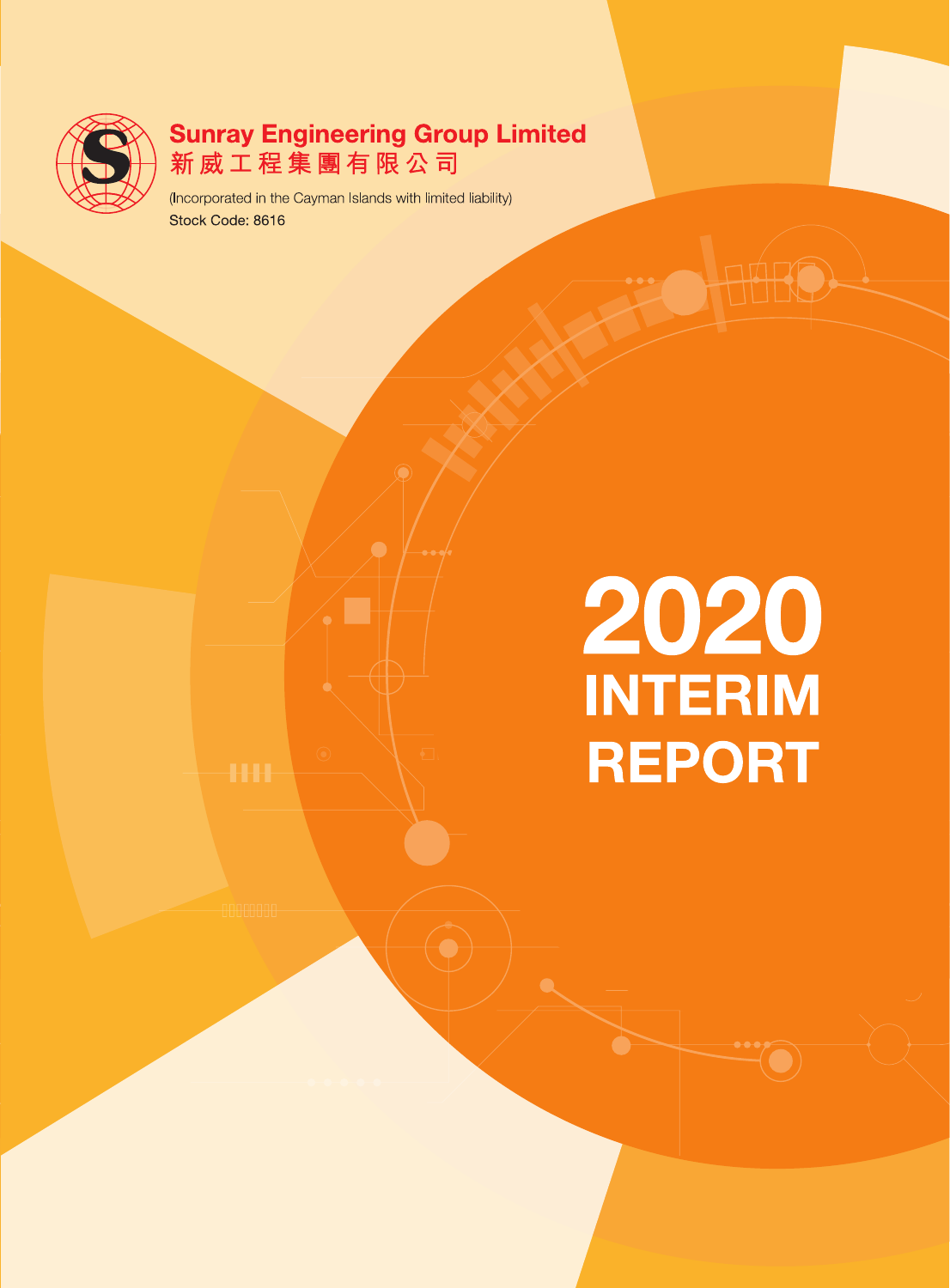**Sunray Engineering Group Limited**
**新威工程集團有限公司**

(Incorporated in the Cayman Islands with limited liability)
Stock Code: 8616

# 2020 INTERIM REPORT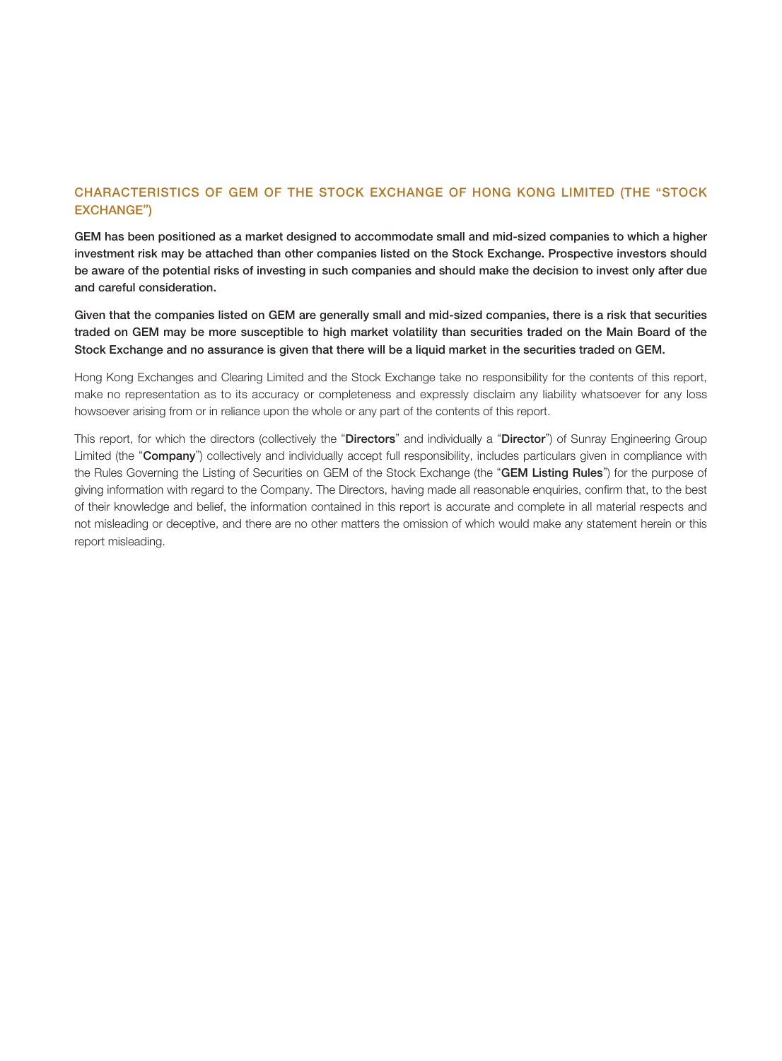## CHARACTERISTICS OF GEM OF THE STOCK EXCHANGE OF HONG KONG LIMITED (THE "STOCK EXCHANGE")

**GEM has been positioned as a market designed to accommodate small and mid-sized companies to which a higher investment risk may be attached than other companies listed on the Stock Exchange. Prospective investors should be aware of the potential risks of investing in such companies and should make the decision to invest only after due and careful consideration.**

**Given that the companies listed on GEM are generally small and mid-sized companies, there is a risk that securities traded on GEM may be more susceptible to high market volatility than securities traded on the Main Board of the Stock Exchange and no assurance is given that there will be a liquid market in the securities traded on GEM.**

Hong Kong Exchanges and Clearing Limited and the Stock Exchange take no responsibility for the contents of this report, make no representation as to its accuracy or completeness and expressly disclaim any liability whatsoever for any loss howsoever arising from or in reliance upon the whole or any part of the contents of this report.

This report, for which the directors (collectively the "**Directors**" and individually a "**Director**") of Sunray Engineering Group Limited (the "**Company**") collectively and individually accept full responsibility, includes particulars given in compliance with the Rules Governing the Listing of Securities on GEM of the Stock Exchange (the "**GEM Listing Rules**") for the purpose of giving information with regard to the Company. The Directors, having made all reasonable enquiries, confirm that, to the best of their knowledge and belief, the information contained in this report is accurate and complete in all material respects and not misleading or deceptive, and there are no other matters the omission of which would make any statement herein or this report misleading.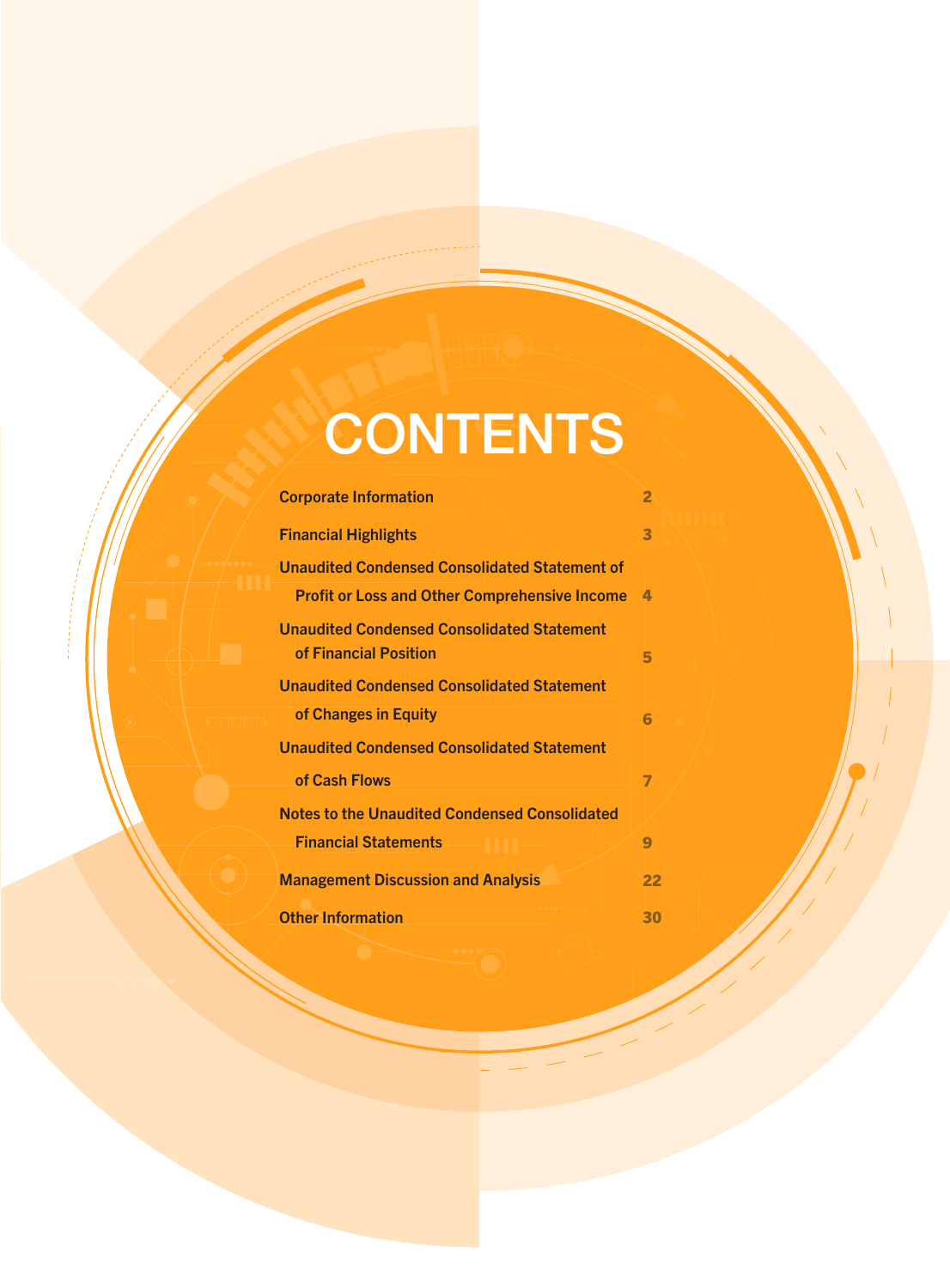# CONTENTS

| | |
|---|---|
| Corporate Information | 2 |
| Financial Highlights | 3 |
| Unaudited Condensed Consolidated Statement of Profit or Loss and Other Comprehensive Income | 4 |
| Unaudited Condensed Consolidated Statement of Financial Position | 5 |
| Unaudited Condensed Consolidated Statement of Changes in Equity | 6 |
| Unaudited Condensed Consolidated Statement of Cash Flows | 7 |
| Notes to the Unaudited Condensed Consolidated Financial Statements | 9 |
| Management Discussion and Analysis | 22 |
| Other Information | 30 |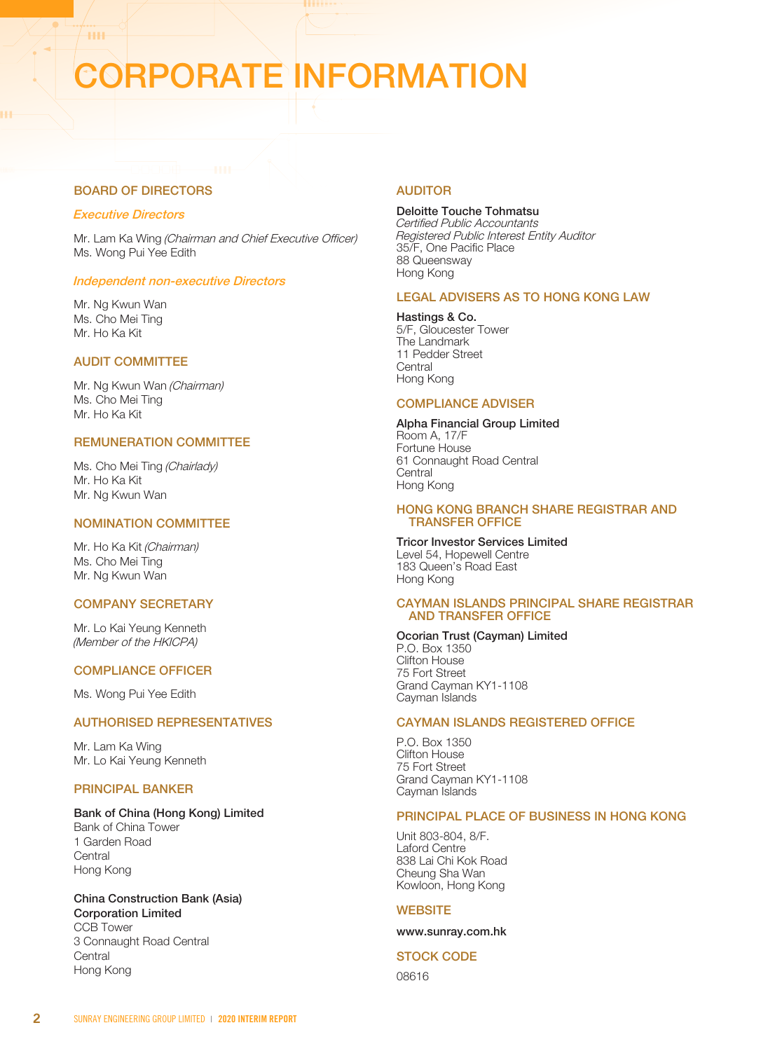# CORPORATE INFORMATION

## BOARD OF DIRECTORS

### *Executive Directors*

Mr. Lam Ka Wing *(Chairman and Chief Executive Officer)*
Ms. Wong Pui Yee Edith

### *Independent non-executive Directors*

Mr. Ng Kwun Wan
Ms. Cho Mei Ting
Mr. Ho Ka Kit

## AUDIT COMMITTEE

Mr. Ng Kwun Wan *(Chairman)*
Ms. Cho Mei Ting
Mr. Ho Ka Kit

## REMUNERATION COMMITTEE

Ms. Cho Mei Ting *(Chairlady)*
Mr. Ho Ka Kit
Mr. Ng Kwun Wan

## NOMINATION COMMITTEE

Mr. Ho Ka Kit *(Chairman)*
Ms. Cho Mei Ting
Mr. Ng Kwun Wan

## COMPANY SECRETARY

Mr. Lo Kai Yeung Kenneth
*(Member of the HKICPA)*

## COMPLIANCE OFFICER

Ms. Wong Pui Yee Edith

## AUTHORISED REPRESENTATIVES

Mr. Lam Ka Wing
Mr. Lo Kai Yeung Kenneth

## PRINCIPAL BANKER

**Bank of China (Hong Kong) Limited**
Bank of China Tower
1 Garden Road
Central
Hong Kong

**China Construction Bank (Asia) Corporation Limited**
CCB Tower
3 Connaught Road Central
Central
Hong Kong

## AUDITOR

**Deloitte Touche Tohmatsu**
*Certified Public Accountants*
*Registered Public Interest Entity Auditor*
35/F, One Pacific Place
88 Queensway
Hong Kong

## LEGAL ADVISERS AS TO HONG KONG LAW

**Hastings & Co.**
5/F, Gloucester Tower
The Landmark
11 Pedder Street
Central
Hong Kong

## COMPLIANCE ADVISER

**Alpha Financial Group Limited**
Room A, 17/F
Fortune House
61 Connaught Road Central
Central
Hong Kong

## HONG KONG BRANCH SHARE REGISTRAR AND TRANSFER OFFICE

**Tricor Investor Services Limited**
Level 54, Hopewell Centre
183 Queen's Road East
Hong Kong

## CAYMAN ISLANDS PRINCIPAL SHARE REGISTRAR AND TRANSFER OFFICE

**Ocorian Trust (Cayman) Limited**
P.O. Box 1350
Clifton House
75 Fort Street
Grand Cayman KY1-1108
Cayman Islands

## CAYMAN ISLANDS REGISTERED OFFICE

P.O. Box 1350
Clifton House
75 Fort Street
Grand Cayman KY1-1108
Cayman Islands

## PRINCIPAL PLACE OF BUSINESS IN HONG KONG

Unit 803-804, 8/F.
Laford Centre
838 Lai Chi Kok Road
Cheung Sha Wan
Kowloon, Hong Kong

## WEBSITE

**www.sunray.com.hk**

## STOCK CODE

08616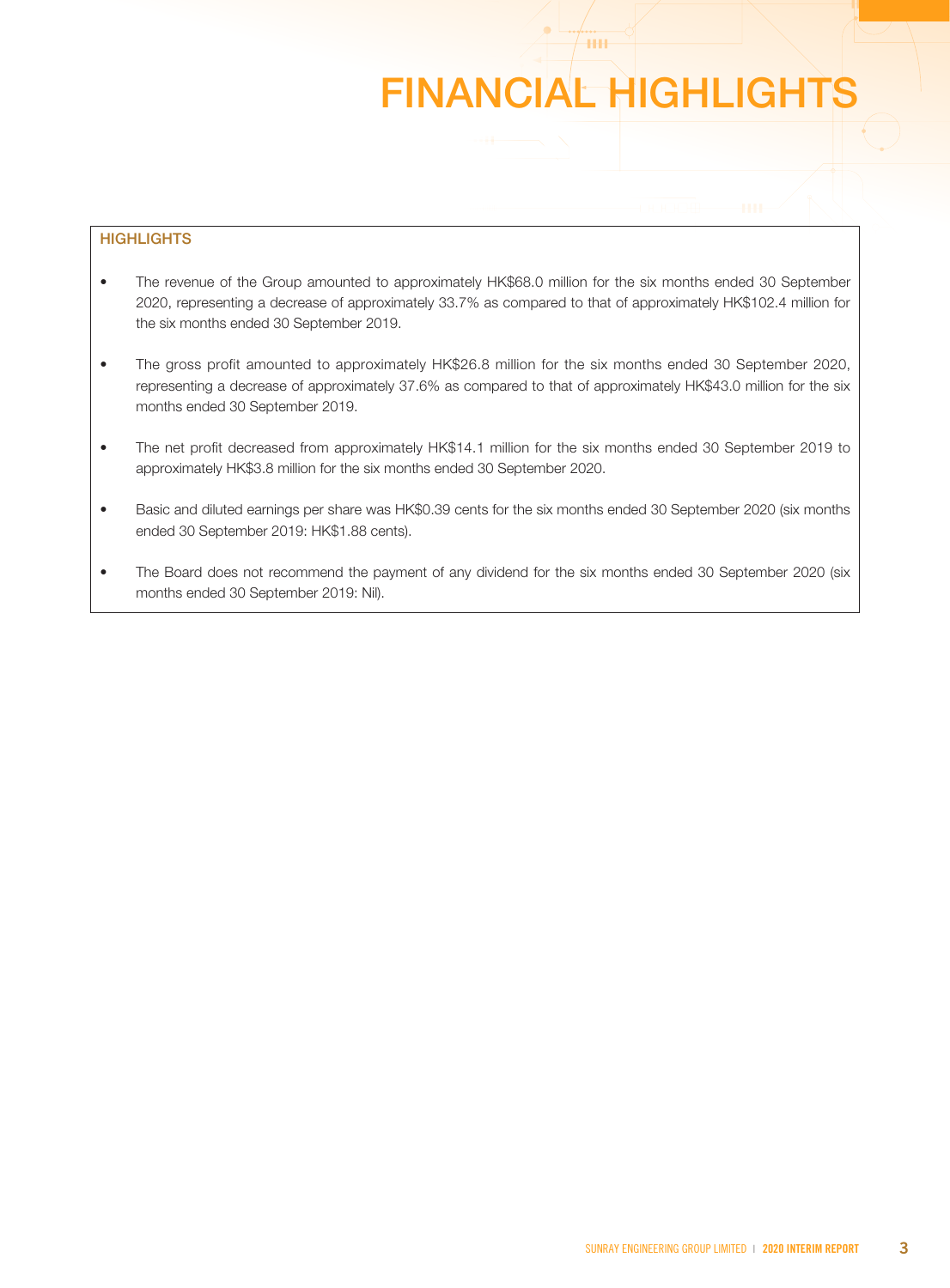# FINANCIAL HIGHLIGHTS

## HIGHLIGHTS

- The revenue of the Group amounted to approximately HK$68.0 million for the six months ended 30 September 2020, representing a decrease of approximately 33.7% as compared to that of approximately HK$102.4 million for the six months ended 30 September 2019.
- The gross profit amounted to approximately HK$26.8 million for the six months ended 30 September 2020, representing a decrease of approximately 37.6% as compared to that of approximately HK$43.0 million for the six months ended 30 September 2019.
- The net profit decreased from approximately HK$14.1 million for the six months ended 30 September 2019 to approximately HK$3.8 million for the six months ended 30 September 2020.
- Basic and diluted earnings per share was HK$0.39 cents for the six months ended 30 September 2020 (six months ended 30 September 2019: HK$1.88 cents).
- The Board does not recommend the payment of any dividend for the six months ended 30 September 2020 (six months ended 30 September 2019: Nil).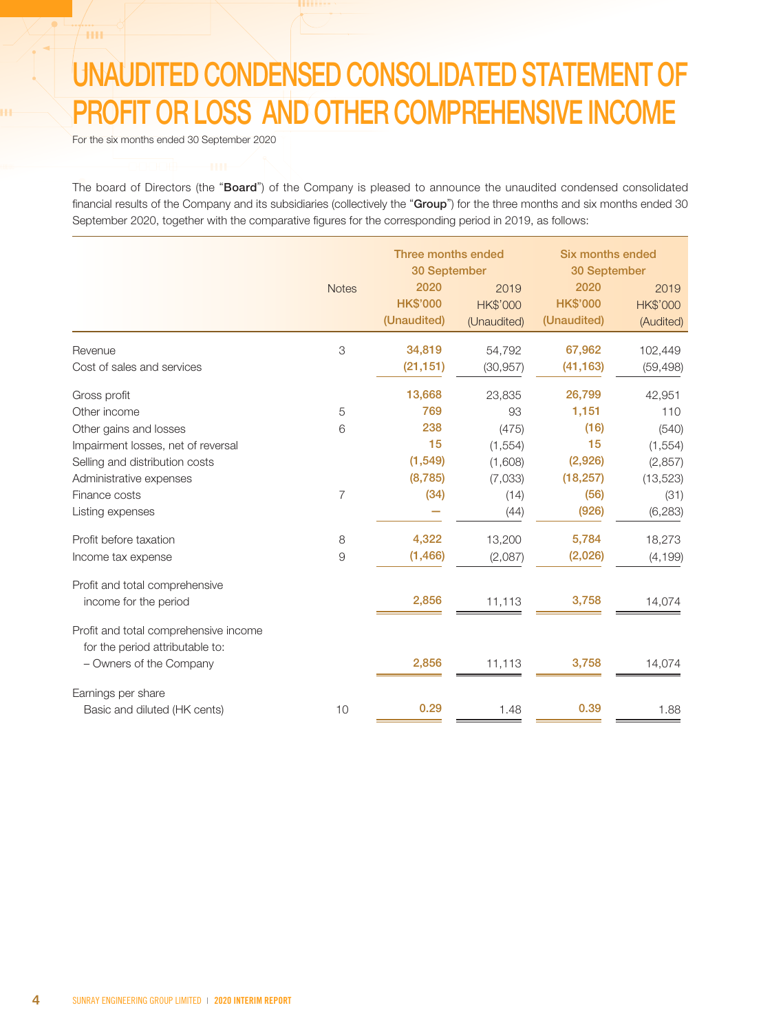# UNAUDITED CONDENSED CONSOLIDATED STATEMENT OF PROFIT OR LOSS AND OTHER COMPREHENSIVE INCOME

For the six months ended 30 September 2020

The board of Directors (the "**Board**") of the Company is pleased to announce the unaudited condensed consolidated financial results of the Company and its subsidiaries (collectively the "**Group**") for the three months and six months ended 30 September 2020, together with the comparative figures for the corresponding period in 2019, as follows:

| | Notes | Three months ended 30 September | | Six months ended 30 September | |
|---|---|---|---|---|---|
| | | 2020 | 2019 | 2020 | 2019 |
| | | HK$'000 | HK$'000 | HK$'000 | HK$'000 |
| | | (Unaudited) | (Unaudited) | (Unaudited) | (Audited) |
| Revenue | 3 | 34,819 | 54,792 | 67,962 | 102,449 |
| Cost of sales and services | | (21,151) | (30,957) | (41,163) | (59,498) |
| Gross profit | | 13,668 | 23,835 | 26,799 | 42,951 |
| Other income | 5 | 769 | 93 | 1,151 | 110 |
| Other gains and losses | 6 | 238 | (475) | (16) | (540) |
| Impairment losses, net of reversal | | 15 | (1,554) | 15 | (1,554) |
| Selling and distribution costs | | (1,549) | (1,608) | (2,926) | (2,857) |
| Administrative expenses | | (8,785) | (7,033) | (18,257) | (13,523) |
| Finance costs | 7 | (34) | (14) | (56) | (31) |
| Listing expenses | | — | (44) | (926) | (6,283) |
| Profit before taxation | 8 | 4,322 | 13,200 | 5,784 | 18,273 |
| Income tax expense | 9 | (1,466) | (2,087) | (2,026) | (4,199) |
| Profit and total comprehensive income for the period | | 2,856 | 11,113 | 3,758 | 14,074 |
| Profit and total comprehensive income for the period attributable to: | | | | | |
| – Owners of the Company | | 2,856 | 11,113 | 3,758 | 14,074 |
| Earnings per share | | | | | |
| Basic and diluted (HK cents) | 10 | 0.29 | 1.48 | 0.39 | 1.88 |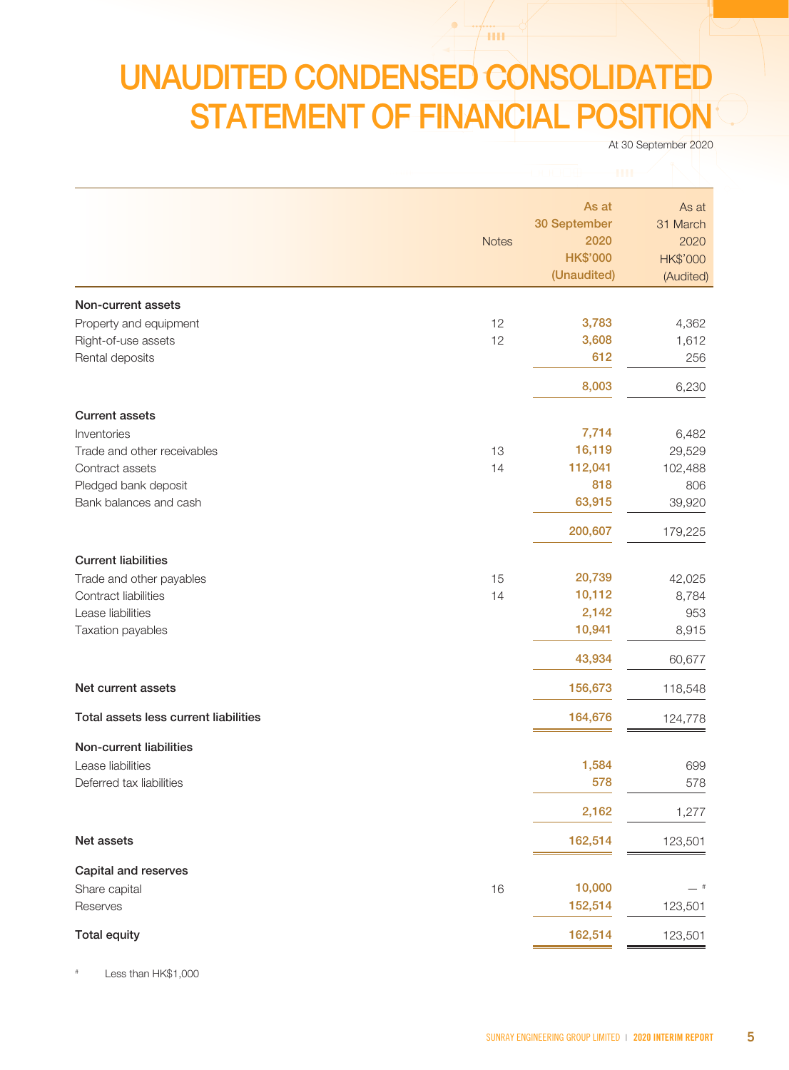# UNAUDITED CONDENSED CONSOLIDATED STATEMENT OF FINANCIAL POSITION

At 30 September 2020

| | Notes | As at 30 September 2020 HK$'000 (Unaudited) | As at 31 March 2020 HK$'000 (Audited) |
|---|---|---|---|
| **Non-current assets** | | | |
| Property and equipment | 12 | 3,783 | 4,362 |
| Right-of-use assets | 12 | 3,608 | 1,612 |
| Rental deposits | | 612 | 256 |
| | | 8,003 | 6,230 |
| **Current assets** | | | |
| Inventories | | 7,714 | 6,482 |
| Trade and other receivables | 13 | 16,119 | 29,529 |
| Contract assets | 14 | 112,041 | 102,488 |
| Pledged bank deposit | | 818 | 806 |
| Bank balances and cash | | 63,915 | 39,920 |
| | | 200,607 | 179,225 |
| **Current liabilities** | | | |
| Trade and other payables | 15 | 20,739 | 42,025 |
| Contract liabilities | 14 | 10,112 | 8,784 |
| Lease liabilities | | 2,142 | 953 |
| Taxation payables | | 10,941 | 8,915 |
| | | 43,934 | 60,677 |
| **Net current assets** | | 156,673 | 118,548 |
| **Total assets less current liabilities** | | 164,676 | 124,778 |
| **Non-current liabilities** | | | |
| Lease liabilities | | 1,584 | 699 |
| Deferred tax liabilities | | 578 | 578 |
| | | 2,162 | 1,277 |
| **Net assets** | | 162,514 | 123,501 |
| **Capital and reserves** | | | |
| Share capital | 16 | 10,000 | — # |
| Reserves | | 152,514 | 123,501 |
| **Total equity** | | 162,514 | 123,501 |

\# Less than HK$1,000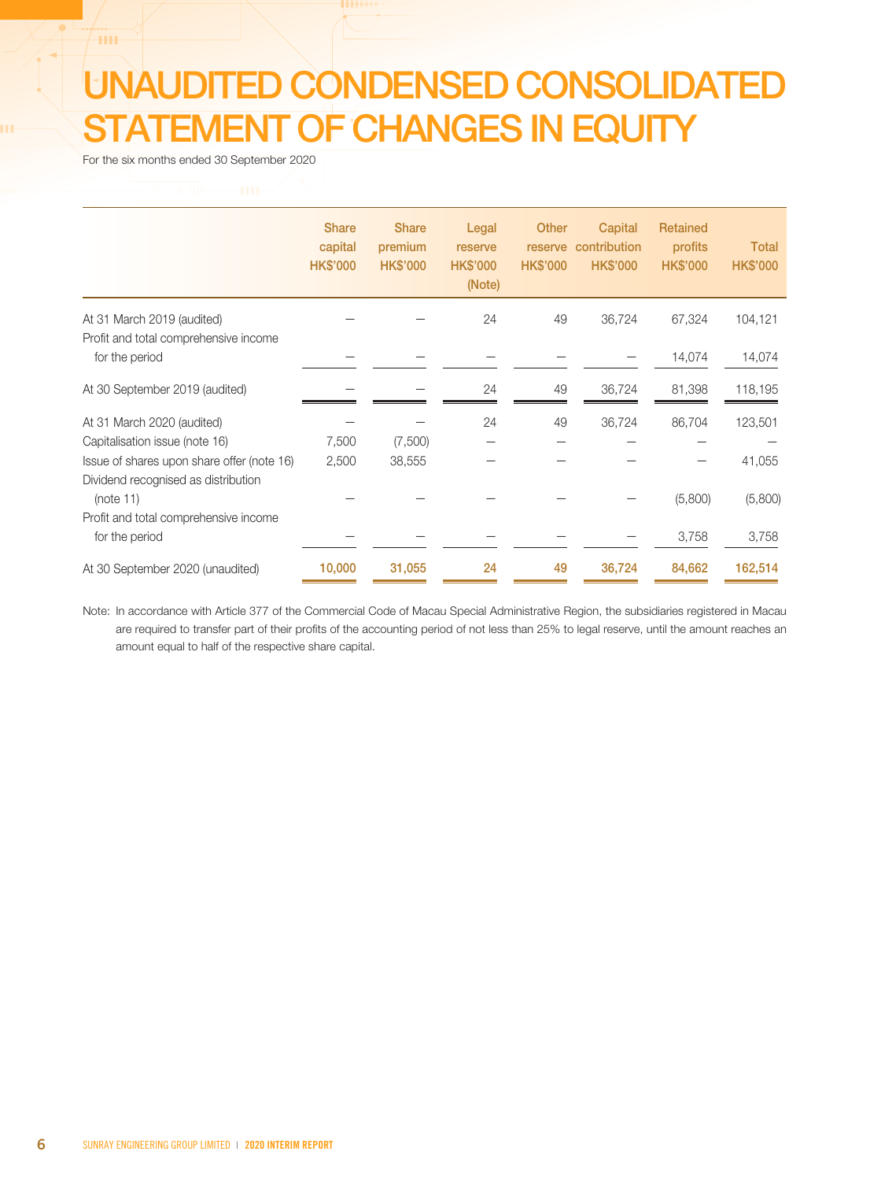# UNAUDITED CONDENSED CONSOLIDATED STATEMENT OF CHANGES IN EQUITY

For the six months ended 30 September 2020

| | Share capital HK$'000 | Share premium HK$'000 | Legal reserve HK$'000 (Note) | Other reserve HK$'000 | Capital contribution HK$'000 | Retained profits HK$'000 | Total HK$'000 |
|---|---|---|---|---|---|---|---|
| At 31 March 2019 (audited) | – | – | 24 | 49 | 36,724 | 67,324 | 104,121 |
| Profit and total comprehensive income for the period | – | – | – | – | – | 14,074 | 14,074 |
| At 30 September 2019 (audited) | – | – | 24 | 49 | 36,724 | 81,398 | 118,195 |
| At 31 March 2020 (audited) | – | – | 24 | 49 | 36,724 | 86,704 | 123,501 |
| Capitalisation issue (note 16) | 7,500 | (7,500) | – | – | – | – | – |
| Issue of shares upon share offer (note 16) | 2,500 | 38,555 | – | – | – | – | 41,055 |
| Dividend recognised as distribution (note 11) | – | – | – | – | – | (5,800) | (5,800) |
| Profit and total comprehensive income for the period | – | – | – | – | – | 3,758 | 3,758 |
| At 30 September 2020 (unaudited) | **10,000** | **31,055** | **24** | **49** | **36,724** | **84,662** | **162,514** |

Note: In accordance with Article 377 of the Commercial Code of Macau Special Administrative Region, the subsidiaries registered in Macau are required to transfer part of their profits of the accounting period of not less than 25% to legal reserve, until the amount reaches an amount equal to half of the respective share capital.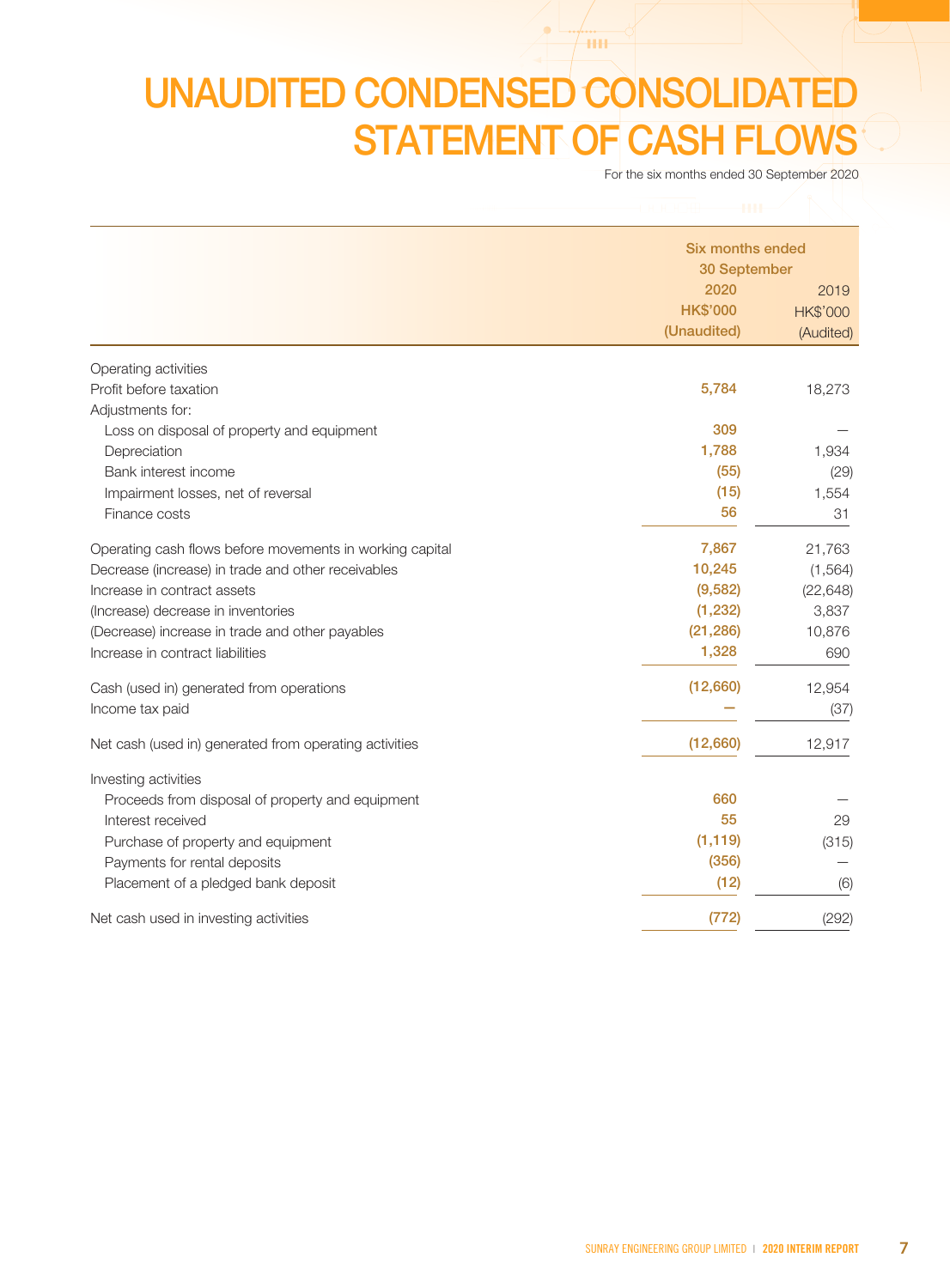# UNAUDITED CONDENSED CONSOLIDATED STATEMENT OF CASH FLOWS

For the six months ended 30 September 2020

| | Six months ended 30 September | |
|---|---|---|
| | 2020 | 2019 |
| | HK$'000 | HK$'000 |
| | (Unaudited) | (Audited) |
| **Operating activities** | | |
| Profit before taxation | 5,784 | 18,273 |
| Adjustments for: | | |
| Loss on disposal of property and equipment | 309 | — |
| Depreciation | 1,788 | 1,934 |
| Bank interest income | (55) | (29) |
| Impairment losses, net of reversal | (15) | 1,554 |
| Finance costs | 56 | 31 |
| Operating cash flows before movements in working capital | 7,867 | 21,763 |
| Decrease (increase) in trade and other receivables | 10,245 | (1,564) |
| Increase in contract assets | (9,582) | (22,648) |
| (Increase) decrease in inventories | (1,232) | 3,837 |
| (Decrease) increase in trade and other payables | (21,286) | 10,876 |
| Increase in contract liabilities | 1,328 | 690 |
| Cash (used in) generated from operations | (12,660) | 12,954 |
| Income tax paid | — | (37) |
| Net cash (used in) generated from operating activities | (12,660) | 12,917 |
| **Investing activities** | | |
| Proceeds from disposal of property and equipment | 660 | — |
| Interest received | 55 | 29 |
| Purchase of property and equipment | (1,119) | (315) |
| Payments for rental deposits | (356) | — |
| Placement of a pledged bank deposit | (12) | (6) |
| Net cash used in investing activities | (772) | (292) |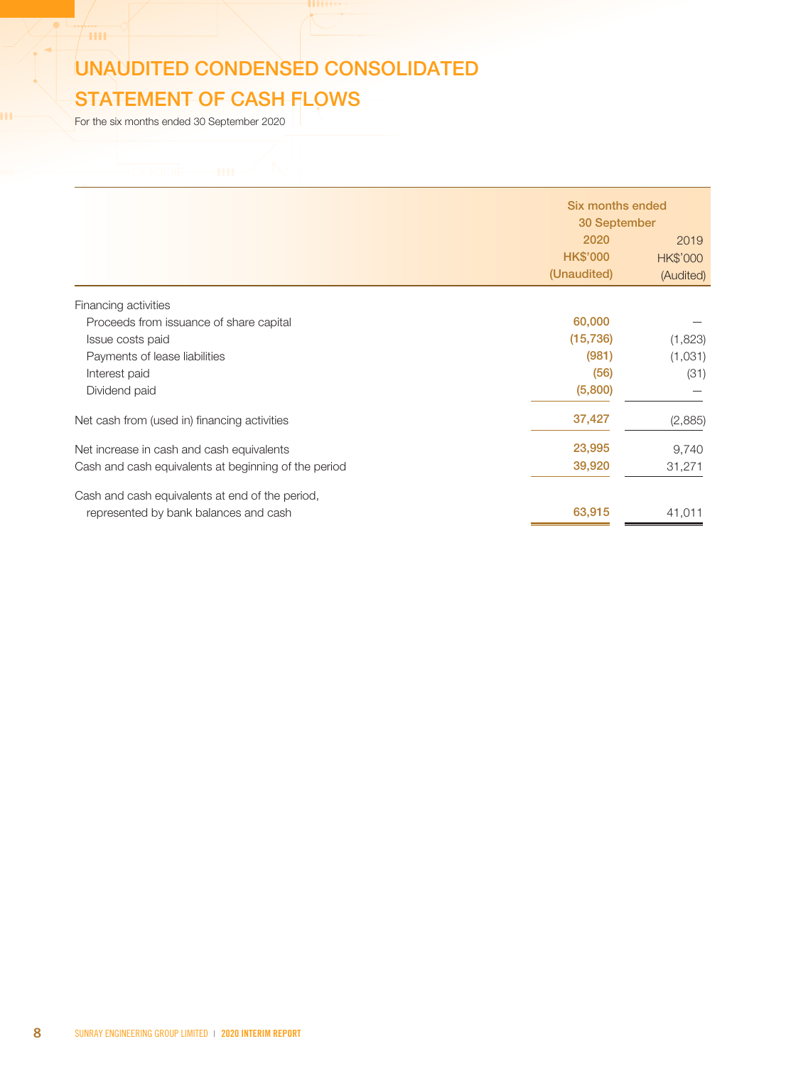# UNAUDITED CONDENSED CONSOLIDATED STATEMENT OF CASH FLOWS

For the six months ended 30 September 2020

| | Six months ended 30 September | |
|---|---|---|
| | 2020 | 2019 |
| | HK$'000 | HK$'000 |
| | (Unaudited) | (Audited) |
| Financing activities | | |
| Proceeds from issuance of share capital | 60,000 | — |
| Issue costs paid | (15,736) | (1,823) |
| Payments of lease liabilities | (981) | (1,031) |
| Interest paid | (56) | (31) |
| Dividend paid | (5,800) | — |
| Net cash from (used in) financing activities | 37,427 | (2,885) |
| Net increase in cash and cash equivalents | 23,995 | 9,740 |
| Cash and cash equivalents at beginning of the period | 39,920 | 31,271 |
| Cash and cash equivalents at end of the period, represented by bank balances and cash | 63,915 | 41,011 |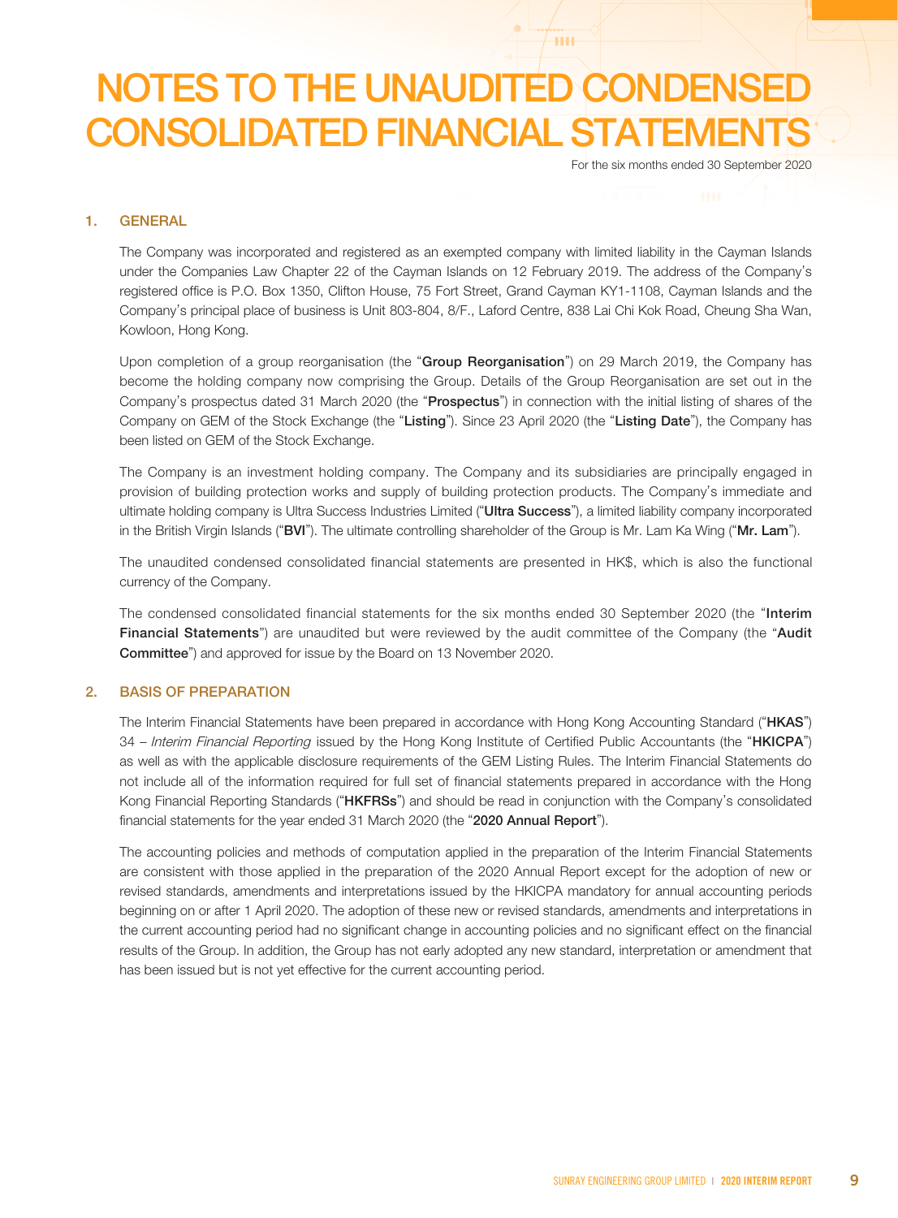# NOTES TO THE UNAUDITED CONDENSED CONSOLIDATED FINANCIAL STATEMENTS

For the six months ended 30 September 2020

## 1. GENERAL

The Company was incorporated and registered as an exempted company with limited liability in the Cayman Islands under the Companies Law Chapter 22 of the Cayman Islands on 12 February 2019. The address of the Company's registered office is P.O. Box 1350, Clifton House, 75 Fort Street, Grand Cayman KY1-1108, Cayman Islands and the Company's principal place of business is Unit 803-804, 8/F., Laford Centre, 838 Lai Chi Kok Road, Cheung Sha Wan, Kowloon, Hong Kong.

Upon completion of a group reorganisation (the "**Group Reorganisation**") on 29 March 2019, the Company has become the holding company now comprising the Group. Details of the Group Reorganisation are set out in the Company's prospectus dated 31 March 2020 (the "**Prospectus**") in connection with the initial listing of shares of the Company on GEM of the Stock Exchange (the "**Listing**"). Since 23 April 2020 (the "**Listing Date**"), the Company has been listed on GEM of the Stock Exchange.

The Company is an investment holding company. The Company and its subsidiaries are principally engaged in provision of building protection works and supply of building protection products. The Company's immediate and ultimate holding company is Ultra Success Industries Limited ("**Ultra Success**"), a limited liability company incorporated in the British Virgin Islands ("**BVI**"). The ultimate controlling shareholder of the Group is Mr. Lam Ka Wing ("**Mr. Lam**").

The unaudited condensed consolidated financial statements are presented in HK$, which is also the functional currency of the Company.

The condensed consolidated financial statements for the six months ended 30 September 2020 (the "**Interim Financial Statements**") are unaudited but were reviewed by the audit committee of the Company (the "**Audit Committee**") and approved for issue by the Board on 13 November 2020.

## 2. BASIS OF PREPARATION

The Interim Financial Statements have been prepared in accordance with Hong Kong Accounting Standard ("**HKAS**") 34 – *Interim Financial Reporting* issued by the Hong Kong Institute of Certified Public Accountants (the "**HKICPA**") as well as with the applicable disclosure requirements of the GEM Listing Rules. The Interim Financial Statements do not include all of the information required for full set of financial statements prepared in accordance with the Hong Kong Financial Reporting Standards ("**HKFRSs**") and should be read in conjunction with the Company's consolidated financial statements for the year ended 31 March 2020 (the "**2020 Annual Report**").

The accounting policies and methods of computation applied in the preparation of the Interim Financial Statements are consistent with those applied in the preparation of the 2020 Annual Report except for the adoption of new or revised standards, amendments and interpretations issued by the HKICPA mandatory for annual accounting periods beginning on or after 1 April 2020. The adoption of these new or revised standards, amendments and interpretations in the current accounting period had no significant change in accounting policies and no significant effect on the financial results of the Group. In addition, the Group has not early adopted any new standard, interpretation or amendment that has been issued but is not yet effective for the current accounting period.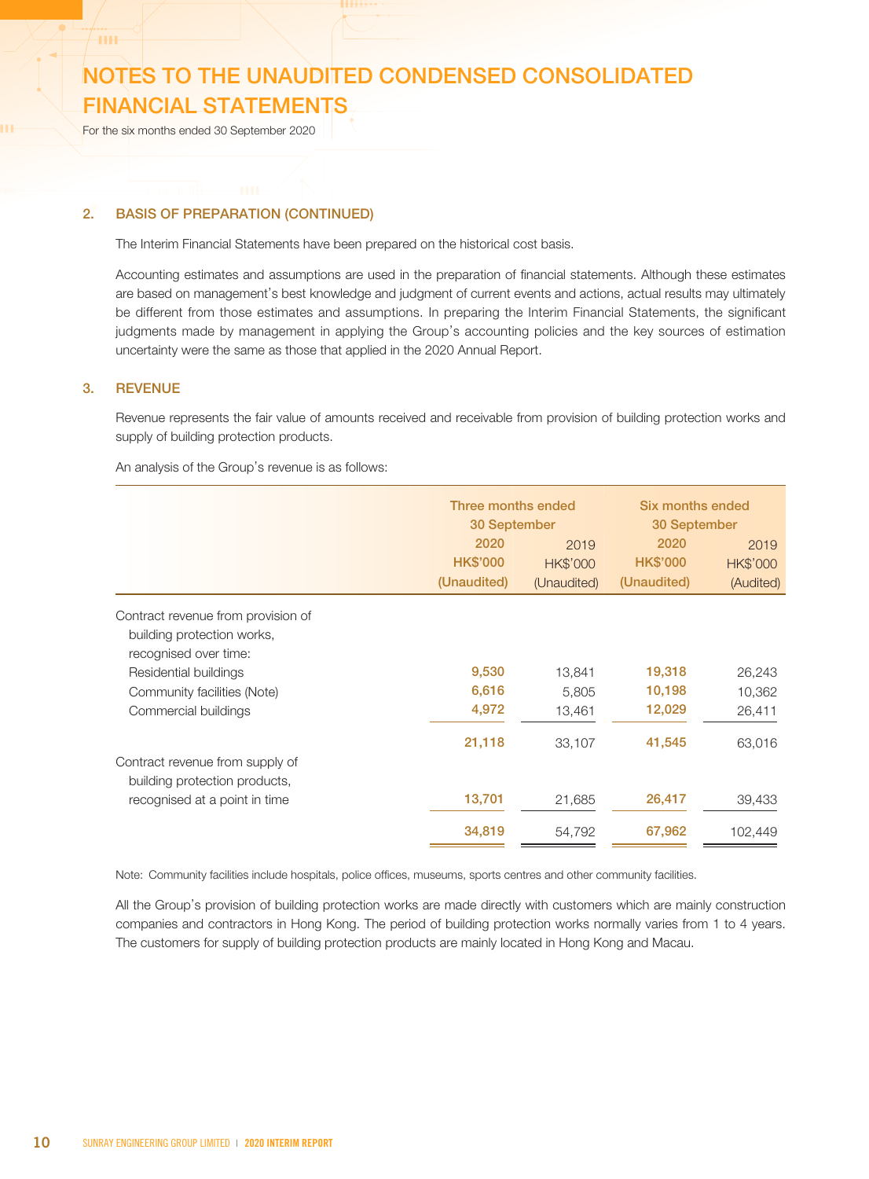# NOTES TO THE UNAUDITED CONDENSED CONSOLIDATED FINANCIAL STATEMENTS

For the six months ended 30 September 2020

## 2. BASIS OF PREPARATION (CONTINUED)

The Interim Financial Statements have been prepared on the historical cost basis.

Accounting estimates and assumptions are used in the preparation of financial statements. Although these estimates are based on management's best knowledge and judgment of current events and actions, actual results may ultimately be different from those estimates and assumptions. In preparing the Interim Financial Statements, the significant judgments made by management in applying the Group's accounting policies and the key sources of estimation uncertainty were the same as those that applied in the 2020 Annual Report.

## 3. REVENUE

Revenue represents the fair value of amounts received and receivable from provision of building protection works and supply of building protection products.

An analysis of the Group's revenue is as follows:

| | Three months ended 30 September | | Six months ended 30 September | |
|---|---|---|---|---|
| | 2020 | 2019 | 2020 | 2019 |
| | HK$'000 | HK$'000 | HK$'000 | HK$'000 |
| | (Unaudited) | (Unaudited) | (Unaudited) | (Audited) |
| Contract revenue from provision of building protection works, recognised over time: | | | | |
| Residential buildings | 9,530 | 13,841 | 19,318 | 26,243 |
| Community facilities (Note) | 6,616 | 5,805 | 10,198 | 10,362 |
| Commercial buildings | 4,972 | 13,461 | 12,029 | 26,411 |
| | 21,118 | 33,107 | 41,545 | 63,016 |
| Contract revenue from supply of building protection products, recognised at a point in time | 13,701 | 21,685 | 26,417 | 39,433 |
| | 34,819 | 54,792 | 67,962 | 102,449 |

Note: Community facilities include hospitals, police offices, museums, sports centres and other community facilities.

All the Group's provision of building protection works are made directly with customers which are mainly construction companies and contractors in Hong Kong. The period of building protection works normally varies from 1 to 4 years. The customers for supply of building protection products are mainly located in Hong Kong and Macau.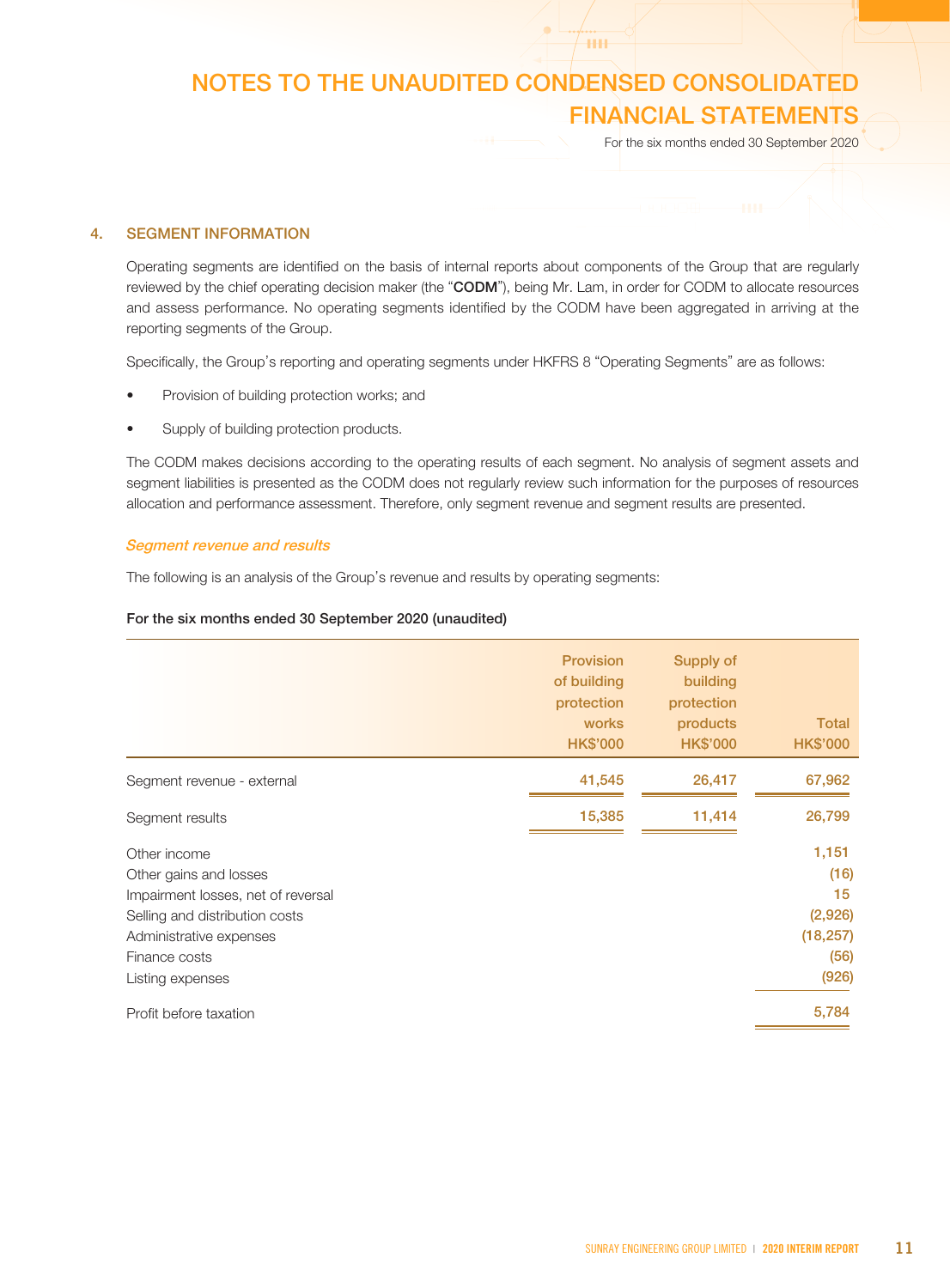# NOTES TO THE UNAUDITED CONDENSED CONSOLIDATED FINANCIAL STATEMENTS

For the six months ended 30 September 2020

## 4. SEGMENT INFORMATION

Operating segments are identified on the basis of internal reports about components of the Group that are regularly reviewed by the chief operating decision maker (the "**CODM**"), being Mr. Lam, in order for CODM to allocate resources and assess performance. No operating segments identified by the CODM have been aggregated in arriving at the reporting segments of the Group.

Specifically, the Group's reporting and operating segments under HKFRS 8 "Operating Segments" are as follows:

- Provision of building protection works; and
- Supply of building protection products.

The CODM makes decisions according to the operating results of each segment. No analysis of segment assets and segment liabilities is presented as the CODM does not regularly review such information for the purposes of resources allocation and performance assessment. Therefore, only segment revenue and segment results are presented.

### *Segment revenue and results*

The following is an analysis of the Group's revenue and results by operating segments:

**For the six months ended 30 September 2020 (unaudited)**

| | Provision of building protection works HK$'000 | Supply of building protection products HK$'000 | Total HK$'000 |
|---|---|---|---|
| Segment revenue - external | 41,545 | 26,417 | 67,962 |
| Segment results | 15,385 | 11,414 | 26,799 |
| Other income | | | 1,151 |
| Other gains and losses | | | (16) |
| Impairment losses, net of reversal | | | 15 |
| Selling and distribution costs | | | (2,926) |
| Administrative expenses | | | (18,257) |
| Finance costs | | | (56) |
| Listing expenses | | | (926) |
| Profit before taxation | | | 5,784 |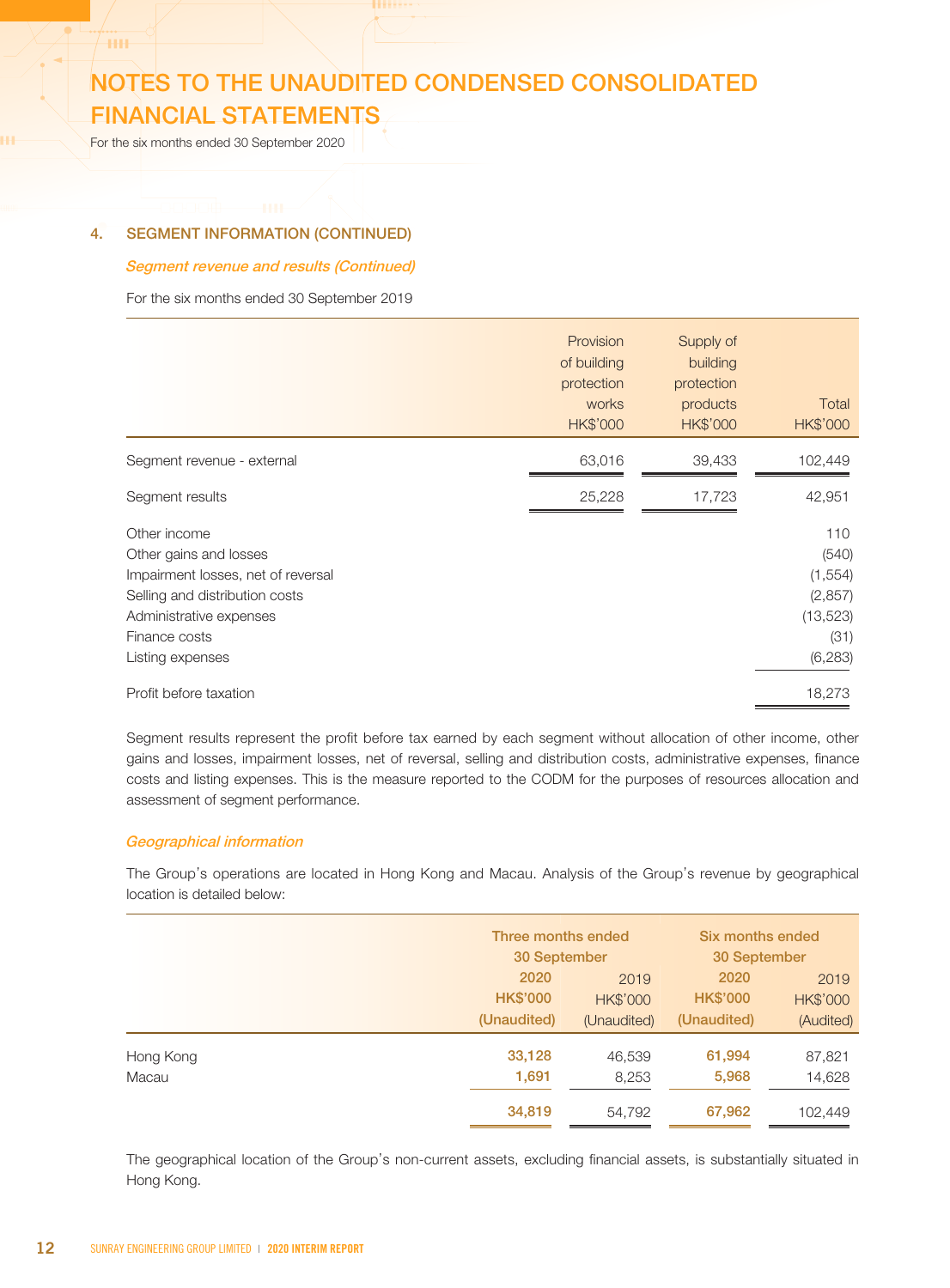# NOTES TO THE UNAUDITED CONDENSED CONSOLIDATED FINANCIAL STATEMENTS

For the six months ended 30 September 2020

## 4. SEGMENT INFORMATION (CONTINUED)

### *Segment revenue and results (Continued)*

For the six months ended 30 September 2019

| | Provision of building protection works HK$'000 | Supply of building protection products HK$'000 | Total HK$'000 |
|---|---|---|---|
| Segment revenue - external | 63,016 | 39,433 | 102,449 |
| Segment results | 25,228 | 17,723 | 42,951 |
| Other income | | | 110 |
| Other gains and losses | | | (540) |
| Impairment losses, net of reversal | | | (1,554) |
| Selling and distribution costs | | | (2,857) |
| Administrative expenses | | | (13,523) |
| Finance costs | | | (31) |
| Listing expenses | | | (6,283) |
| Profit before taxation | | | 18,273 |

Segment results represent the profit before tax earned by each segment without allocation of other income, other gains and losses, impairment losses, net of reversal, selling and distribution costs, administrative expenses, finance costs and listing expenses. This is the measure reported to the CODM for the purposes of resources allocation and assessment of segment performance.

### *Geographical information*

The Group's operations are located in Hong Kong and Macau. Analysis of the Group's revenue by geographical location is detailed below:

| | Three months ended 30 September | | Six months ended 30 September | |
|---|---|---|---|---|
| | 2020 HK$'000 (Unaudited) | 2019 HK$'000 (Unaudited) | 2020 HK$'000 (Unaudited) | 2019 HK$'000 (Audited) |
| Hong Kong | 33,128 | 46,539 | 61,994 | 87,821 |
| Macau | 1,691 | 8,253 | 5,968 | 14,628 |
| | 34,819 | 54,792 | 67,962 | 102,449 |

The geographical location of the Group's non-current assets, excluding financial assets, is substantially situated in Hong Kong.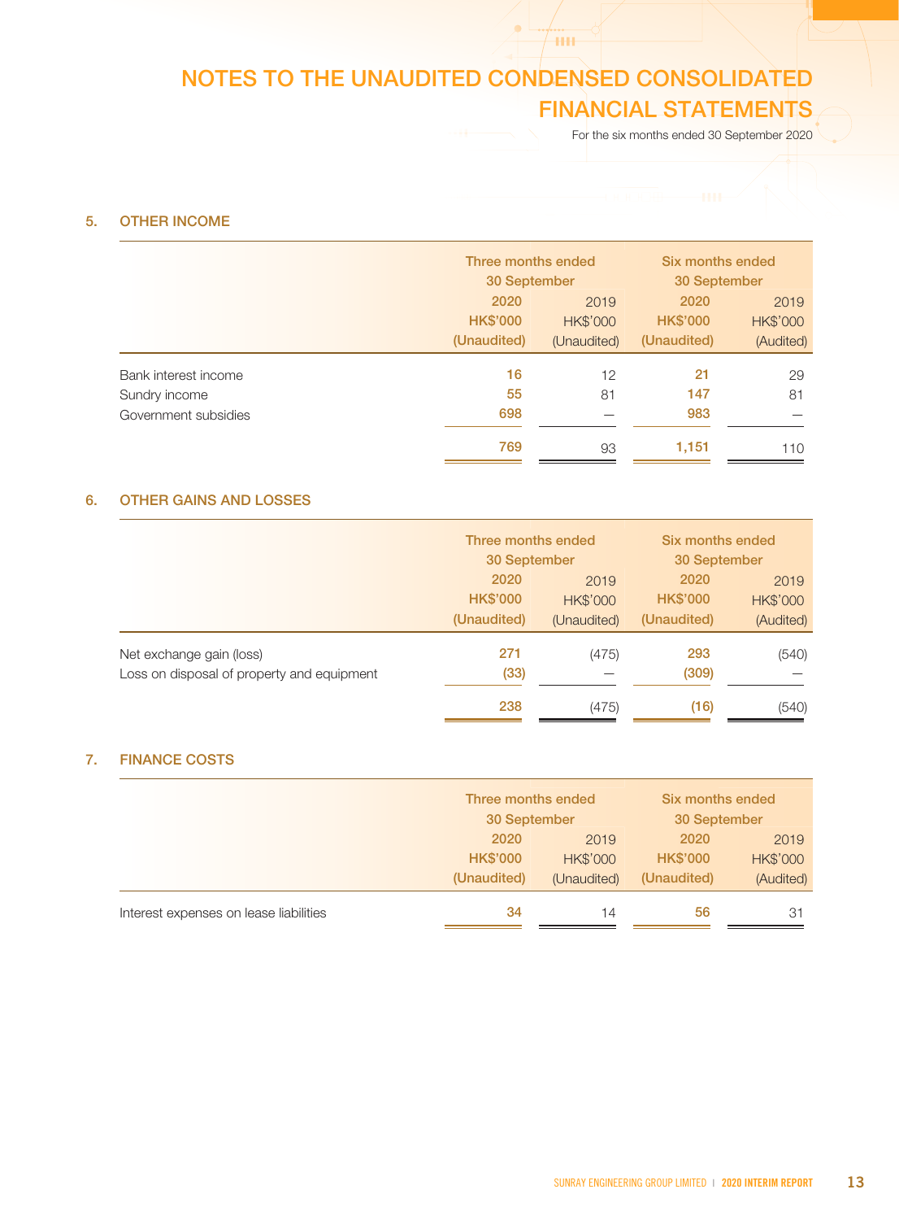# NOTES TO THE UNAUDITED CONDENSED CONSOLIDATED FINANCIAL STATEMENTS

For the six months ended 30 September 2020

## 5. OTHER INCOME

| | Three months ended 30 September | | Six months ended 30 September | |
|---|---|---|---|---|
| | 2020 | 2019 | 2020 | 2019 |
| | HK$'000 | HK$'000 | HK$'000 | HK$'000 |
| | (Unaudited) | (Unaudited) | (Unaudited) | (Audited) |
| Bank interest income | 16 | 12 | 21 | 29 |
| Sundry income | 55 | 81 | 147 | 81 |
| Government subsidies | 698 | — | 983 | — |
| | 769 | 93 | 1,151 | 110 |

## 6. OTHER GAINS AND LOSSES

| | Three months ended 30 September | | Six months ended 30 September | |
|---|---|---|---|---|
| | 2020 | 2019 | 2020 | 2019 |
| | HK$'000 | HK$'000 | HK$'000 | HK$'000 |
| | (Unaudited) | (Unaudited) | (Unaudited) | (Audited) |
| Net exchange gain (loss) | 271 | (475) | 293 | (540) |
| Loss on disposal of property and equipment | (33) | — | (309) | — |
| | 238 | (475) | (16) | (540) |

## 7. FINANCE COSTS

| | Three months ended 30 September | | Six months ended 30 September | |
|---|---|---|---|---|
| | 2020 | 2019 | 2020 | 2019 |
| | HK$'000 | HK$'000 | HK$'000 | HK$'000 |
| | (Unaudited) | (Unaudited) | (Unaudited) | (Audited) |
| Interest expenses on lease liabilities | 34 | 14 | 56 | 31 |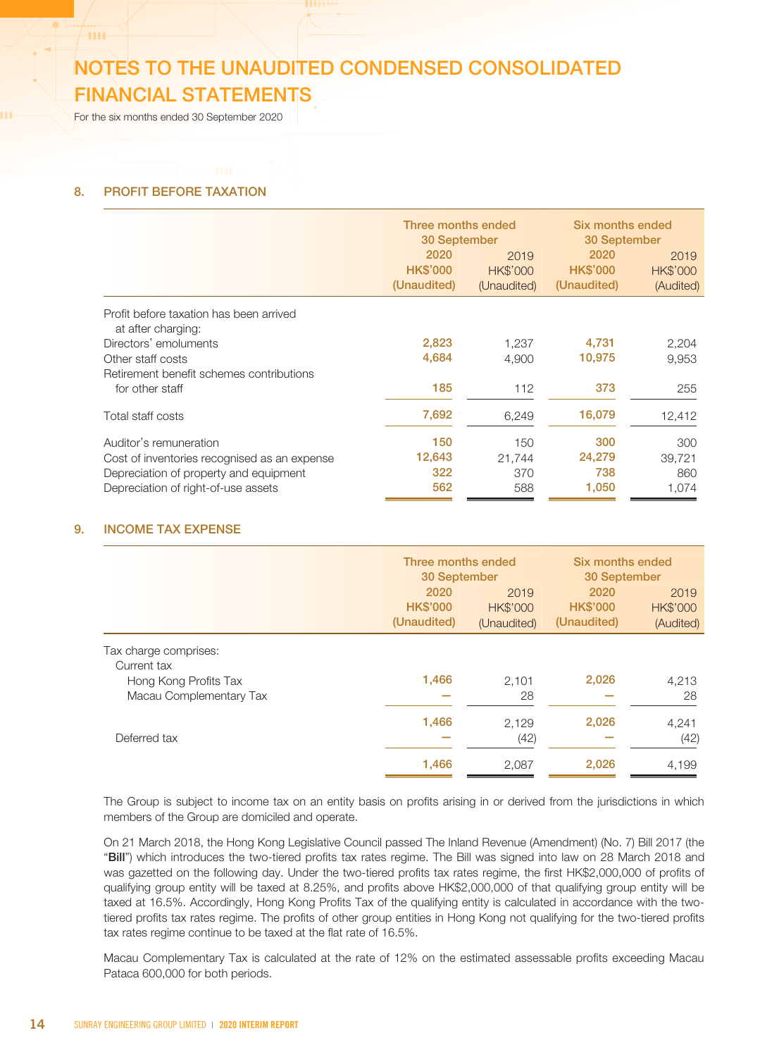# NOTES TO THE UNAUDITED CONDENSED CONSOLIDATED FINANCIAL STATEMENTS

For the six months ended 30 September 2020

## 8. PROFIT BEFORE TAXATION

| | Three months ended 30 September | | Six months ended 30 September | |
|---|---|---|---|---|
| | 2020 HK$'000 (Unaudited) | 2019 HK$'000 (Unaudited) | 2020 HK$'000 (Unaudited) | 2019 HK$'000 (Audited) |
| Profit before taxation has been arrived at after charging: | | | | |
| Directors' emoluments | 2,823 | 1,237 | 4,731 | 2,204 |
| Other staff costs | 4,684 | 4,900 | 10,975 | 9,953 |
| Retirement benefit schemes contributions for other staff | 185 | 112 | 373 | 255 |
| Total staff costs | 7,692 | 6,249 | 16,079 | 12,412 |
| Auditor's remuneration | 150 | 150 | 300 | 300 |
| Cost of inventories recognised as an expense | 12,643 | 21,744 | 24,279 | 39,721 |
| Depreciation of property and equipment | 322 | 370 | 738 | 860 |
| Depreciation of right-of-use assets | 562 | 588 | 1,050 | 1,074 |

## 9. INCOME TAX EXPENSE

| | Three months ended 30 September | | Six months ended 30 September | |
|---|---|---|---|---|
| | 2020 HK$'000 (Unaudited) | 2019 HK$'000 (Unaudited) | 2020 HK$'000 (Unaudited) | 2019 HK$'000 (Audited) |
| Tax charge comprises: | | | | |
| Current tax | | | | |
| Hong Kong Profits Tax | 1,466 | 2,101 | 2,026 | 4,213 |
| Macau Complementary Tax | — | 28 | — | 28 |
| | 1,466 | 2,129 | 2,026 | 4,241 |
| Deferred tax | — | (42) | — | (42) |
| | 1,466 | 2,087 | 2,026 | 4,199 |

The Group is subject to income tax on an entity basis on profits arising in or derived from the jurisdictions in which members of the Group are domiciled and operate.

On 21 March 2018, the Hong Kong Legislative Council passed The Inland Revenue (Amendment) (No. 7) Bill 2017 (the "**Bill**") which introduces the two-tiered profits tax rates regime. The Bill was signed into law on 28 March 2018 and was gazetted on the following day. Under the two-tiered profits tax rates regime, the first HK$2,000,000 of profits of qualifying group entity will be taxed at 8.25%, and profits above HK$2,000,000 of that qualifying group entity will be taxed at 16.5%. Accordingly, Hong Kong Profits Tax of the qualifying entity is calculated in accordance with the two-tiered profits tax rates regime. The profits of other group entities in Hong Kong not qualifying for the two-tiered profits tax rates regime continue to be taxed at the flat rate of 16.5%.

Macau Complementary Tax is calculated at the rate of 12% on the estimated assessable profits exceeding Macau Pataca 600,000 for both periods.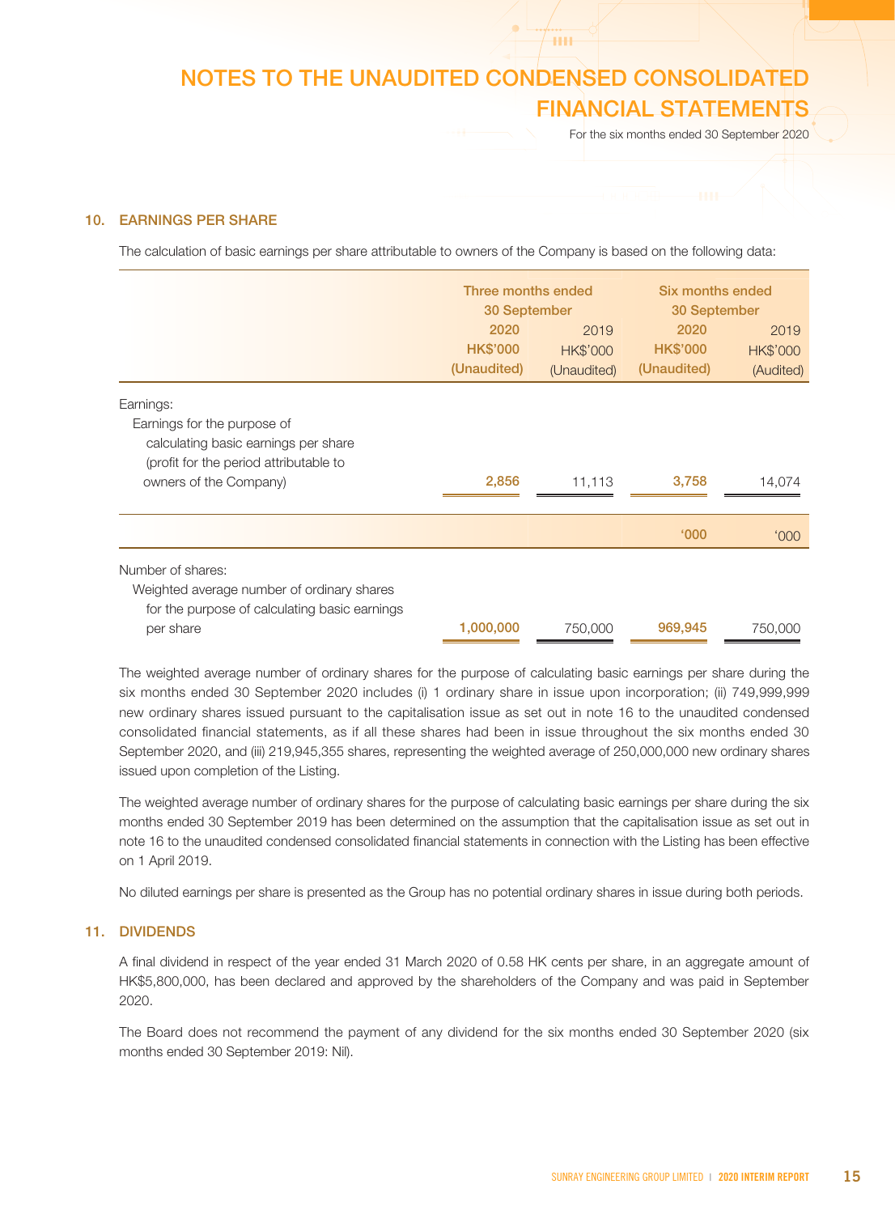## 10. EARNINGS PER SHARE

The calculation of basic earnings per share attributable to owners of the Company is based on the following data:

| | Three months ended 30 September | | Six months ended 30 September | |
|---|---|---|---|---|
| | 2020 | 2019 | 2020 | 2019 |
| | HK$'000 | HK$'000 | HK$'000 | HK$'000 |
| | (Unaudited) | (Unaudited) | (Unaudited) | (Audited) |
| Earnings: | | | | |
| Earnings for the purpose of calculating basic earnings per share (profit for the period attributable to owners of the Company) | 2,856 | 11,113 | 3,758 | 14,074 |
| | | | '000 | '000 |
| Number of shares: | | | | |
| Weighted average number of ordinary shares for the purpose of calculating basic earnings per share | 1,000,000 | 750,000 | 969,945 | 750,000 |

The weighted average number of ordinary shares for the purpose of calculating basic earnings per share during the six months ended 30 September 2020 includes (i) 1 ordinary share in issue upon incorporation; (ii) 749,999,999 new ordinary shares issued pursuant to the capitalisation issue as set out in note 16 to the unaudited condensed consolidated financial statements, as if all these shares had been in issue throughout the six months ended 30 September 2020, and (iii) 219,945,355 shares, representing the weighted average of 250,000,000 new ordinary shares issued upon completion of the Listing.

The weighted average number of ordinary shares for the purpose of calculating basic earnings per share during the six months ended 30 September 2019 has been determined on the assumption that the capitalisation issue as set out in note 16 to the unaudited condensed consolidated financial statements in connection with the Listing has been effective on 1 April 2019.

No diluted earnings per share is presented as the Group has no potential ordinary shares in issue during both periods.

## 11. DIVIDENDS

A final dividend in respect of the year ended 31 March 2020 of 0.58 HK cents per share, in an aggregate amount of HK$5,800,000, has been declared and approved by the shareholders of the Company and was paid in September 2020.

The Board does not recommend the payment of any dividend for the six months ended 30 September 2020 (six months ended 30 September 2019: Nil).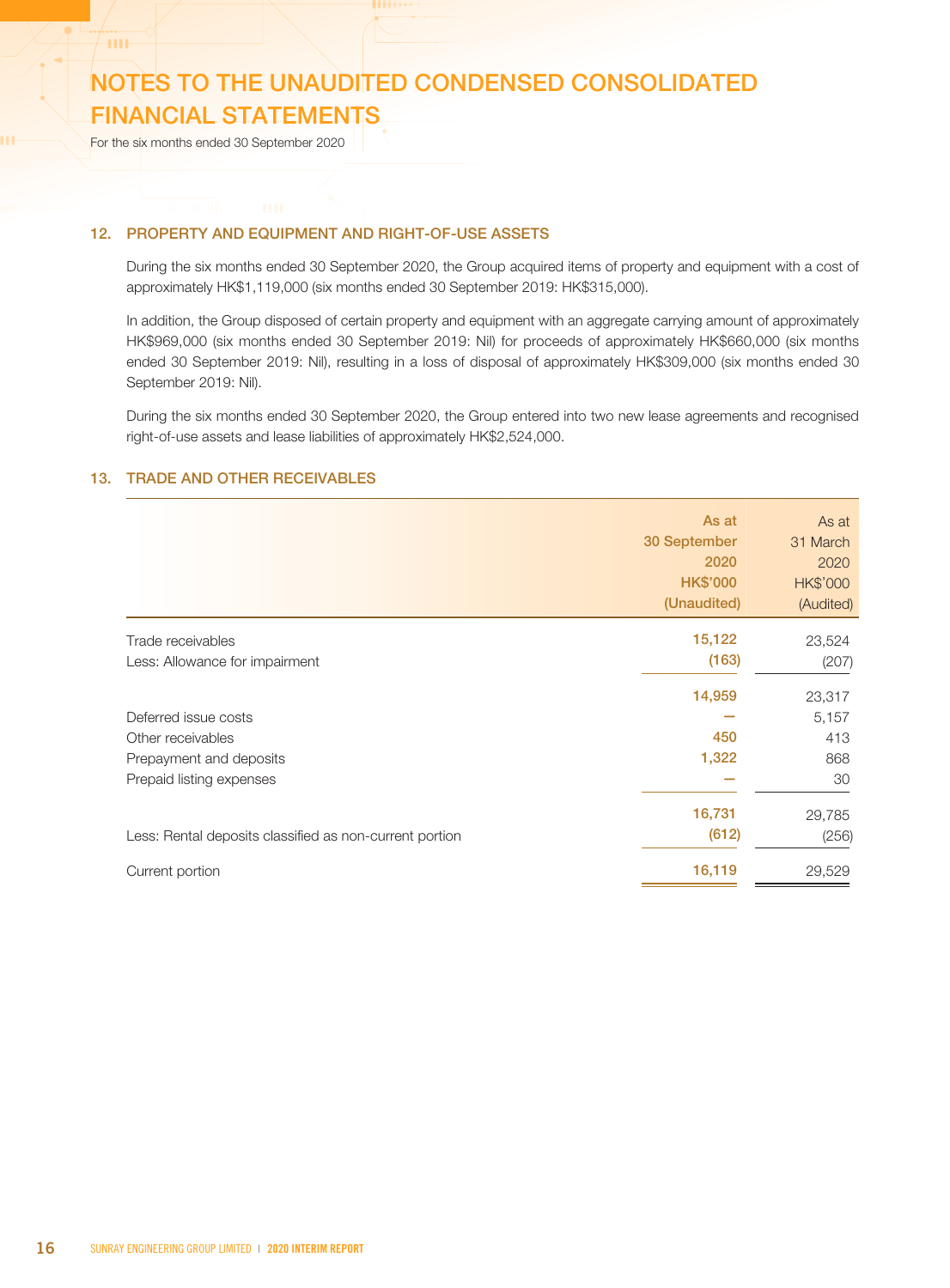# NOTES TO THE UNAUDITED CONDENSED CONSOLIDATED FINANCIAL STATEMENTS

For the six months ended 30 September 2020

## 12. PROPERTY AND EQUIPMENT AND RIGHT-OF-USE ASSETS

During the six months ended 30 September 2020, the Group acquired items of property and equipment with a cost of approximately HK$1,119,000 (six months ended 30 September 2019: HK$315,000).

In addition, the Group disposed of certain property and equipment with an aggregate carrying amount of approximately HK$969,000 (six months ended 30 September 2019: Nil) for proceeds of approximately HK$660,000 (six months ended 30 September 2019: Nil), resulting in a loss of disposal of approximately HK$309,000 (six months ended 30 September 2019: Nil).

During the six months ended 30 September 2020, the Group entered into two new lease agreements and recognised right-of-use assets and lease liabilities of approximately HK$2,524,000.

## 13. TRADE AND OTHER RECEIVABLES

| | As at 30 September 2020 HK$'000 (Unaudited) | As at 31 March 2020 HK$'000 (Audited) |
|---|---|---|
| Trade receivables | 15,122 | 23,524 |
| Less: Allowance for impairment | (163) | (207) |
| | 14,959 | 23,317 |
| Deferred issue costs | — | 5,157 |
| Other receivables | 450 | 413 |
| Prepayment and deposits | 1,322 | 868 |
| Prepaid listing expenses | — | 30 |
| | 16,731 | 29,785 |
| Less: Rental deposits classified as non-current portion | (612) | (256) |
| Current portion | 16,119 | 29,529 |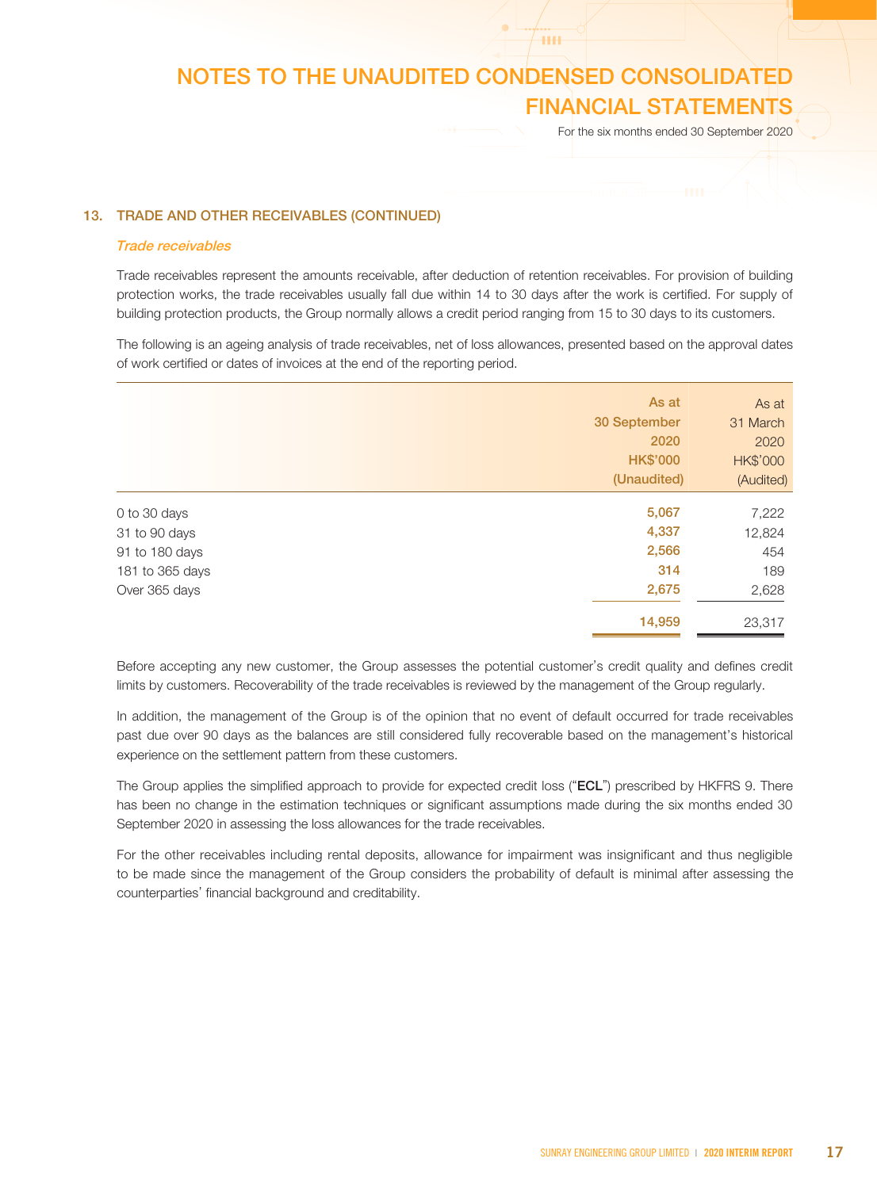## 13. TRADE AND OTHER RECEIVABLES (CONTINUED)

### *Trade receivables*

Trade receivables represent the amounts receivable, after deduction of retention receivables. For provision of building protection works, the trade receivables usually fall due within 14 to 30 days after the work is certified. For supply of building protection products, the Group normally allows a credit period ranging from 15 to 30 days to its customers.

The following is an ageing analysis of trade receivables, net of loss allowances, presented based on the approval dates of work certified or dates of invoices at the end of the reporting period.

| | As at 30 September 2020 HK$'000 (Unaudited) | As at 31 March 2020 HK$'000 (Audited) |
|---|---|---|
| 0 to 30 days | 5,067 | 7,222 |
| 31 to 90 days | 4,337 | 12,824 |
| 91 to 180 days | 2,566 | 454 |
| 181 to 365 days | 314 | 189 |
| Over 365 days | 2,675 | 2,628 |
| | 14,959 | 23,317 |

Before accepting any new customer, the Group assesses the potential customer's credit quality and defines credit limits by customers. Recoverability of the trade receivables is reviewed by the management of the Group regularly.

In addition, the management of the Group is of the opinion that no event of default occurred for trade receivables past due over 90 days as the balances are still considered fully recoverable based on the management's historical experience on the settlement pattern from these customers.

The Group applies the simplified approach to provide for expected credit loss ("**ECL**") prescribed by HKFRS 9. There has been no change in the estimation techniques or significant assumptions made during the six months ended 30 September 2020 in assessing the loss allowances for the trade receivables.

For the other receivables including rental deposits, allowance for impairment was insignificant and thus negligible to be made since the management of the Group considers the probability of default is minimal after assessing the counterparties' financial background and creditability.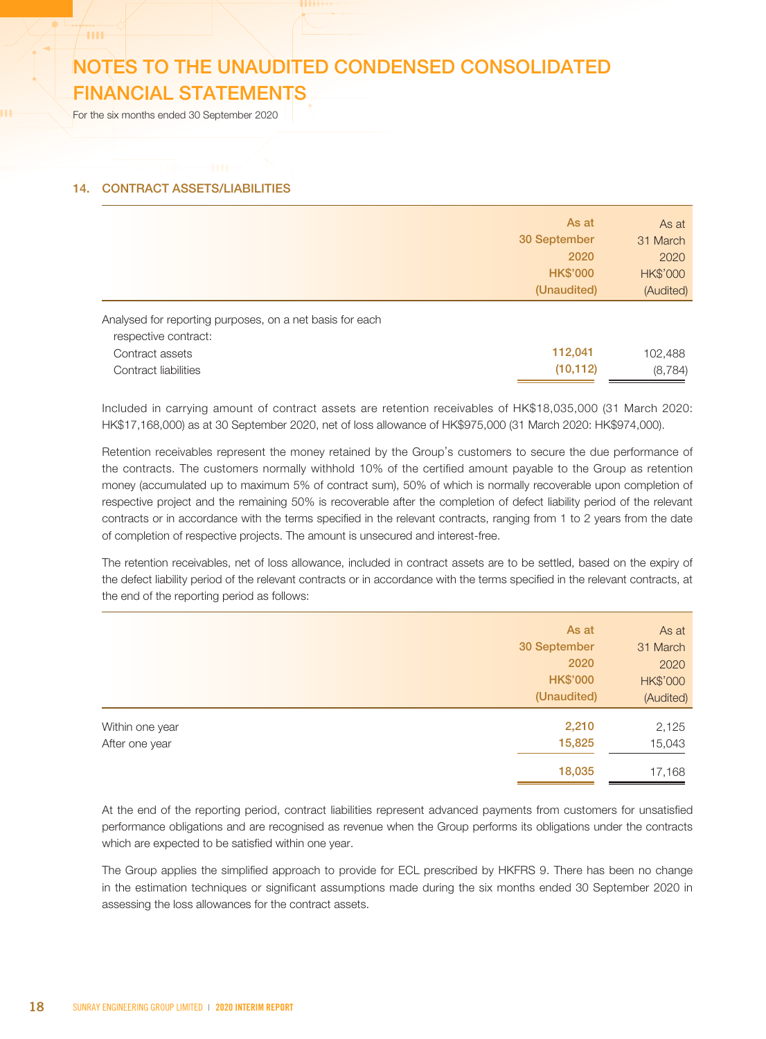## 14. CONTRACT ASSETS/LIABILITIES

| | As at 30 September 2020 HK$'000 (Unaudited) | As at 31 March 2020 HK$'000 (Audited) |
|---|---|---|
| Analysed for reporting purposes, on a net basis for each respective contract: | | |
| Contract assets | **112,041** | 102,488 |
| Contract liabilities | **(10,112)** | (8,784) |

Included in carrying amount of contract assets are retention receivables of HK$18,035,000 (31 March 2020: HK$17,168,000) as at 30 September 2020, net of loss allowance of HK$975,000 (31 March 2020: HK$974,000).

Retention receivables represent the money retained by the Group's customers to secure the due performance of the contracts. The customers normally withhold 10% of the certified amount payable to the Group as retention money (accumulated up to maximum 5% of contract sum), 50% of which is normally recoverable upon completion of respective project and the remaining 50% is recoverable after the completion of defect liability period of the relevant contracts or in accordance with the terms specified in the relevant contracts, ranging from 1 to 2 years from the date of completion of respective projects. The amount is unsecured and interest-free.

The retention receivables, net of loss allowance, included in contract assets are to be settled, based on the expiry of the defect liability period of the relevant contracts or in accordance with the terms specified in the relevant contracts, at the end of the reporting period as follows:

| | As at 30 September 2020 HK$'000 (Unaudited) | As at 31 March 2020 HK$'000 (Audited) |
|---|---|---|
| Within one year | **2,210** | 2,125 |
| After one year | **15,825** | 15,043 |
| | **18,035** | 17,168 |

At the end of the reporting period, contract liabilities represent advanced payments from customers for unsatisfied performance obligations and are recognised as revenue when the Group performs its obligations under the contracts which are expected to be satisfied within one year.

The Group applies the simplified approach to provide for ECL prescribed by HKFRS 9. There has been no change in the estimation techniques or significant assumptions made during the six months ended 30 September 2020 in assessing the loss allowances for the contract assets.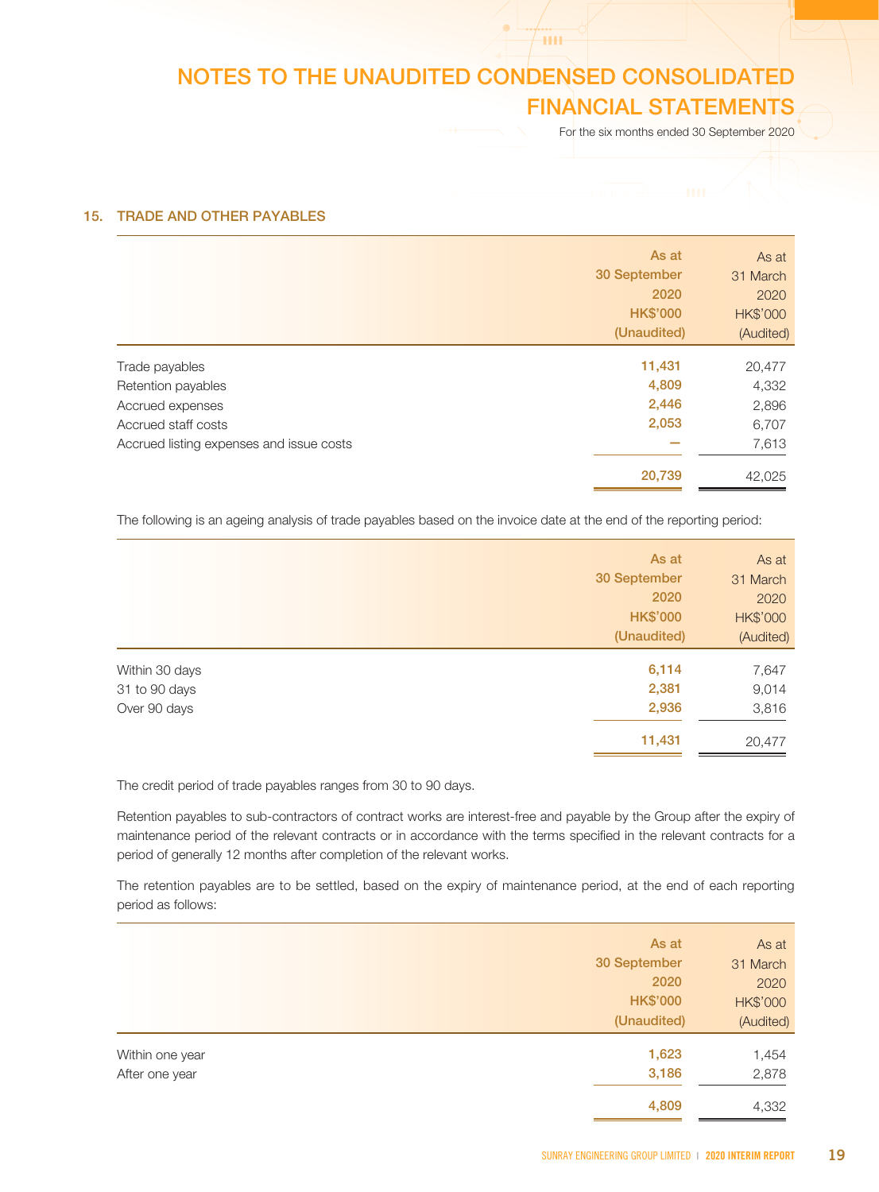## 15. TRADE AND OTHER PAYABLES

| | As at 30 September 2020 HK$'000 (Unaudited) | As at 31 March 2020 HK$'000 (Audited) |
|---|---|---|
| Trade payables | 11,431 | 20,477 |
| Retention payables | 4,809 | 4,332 |
| Accrued expenses | 2,446 | 2,896 |
| Accrued staff costs | 2,053 | 6,707 |
| Accrued listing expenses and issue costs | — | 7,613 |
| | 20,739 | 42,025 |

The following is an ageing analysis of trade payables based on the invoice date at the end of the reporting period:

| | As at 30 September 2020 HK$'000 (Unaudited) | As at 31 March 2020 HK$'000 (Audited) |
|---|---|---|
| Within 30 days | 6,114 | 7,647 |
| 31 to 90 days | 2,381 | 9,014 |
| Over 90 days | 2,936 | 3,816 |
| | 11,431 | 20,477 |

The credit period of trade payables ranges from 30 to 90 days.

Retention payables to sub-contractors of contract works are interest-free and payable by the Group after the expiry of maintenance period of the relevant contracts or in accordance with the terms specified in the relevant contracts for a period of generally 12 months after completion of the relevant works.

The retention payables are to be settled, based on the expiry of maintenance period, at the end of each reporting period as follows:

| | As at 30 September 2020 HK$'000 (Unaudited) | As at 31 March 2020 HK$'000 (Audited) |
|---|---|---|
| Within one year | 1,623 | 1,454 |
| After one year | 3,186 | 2,878 |
| | 4,809 | 4,332 |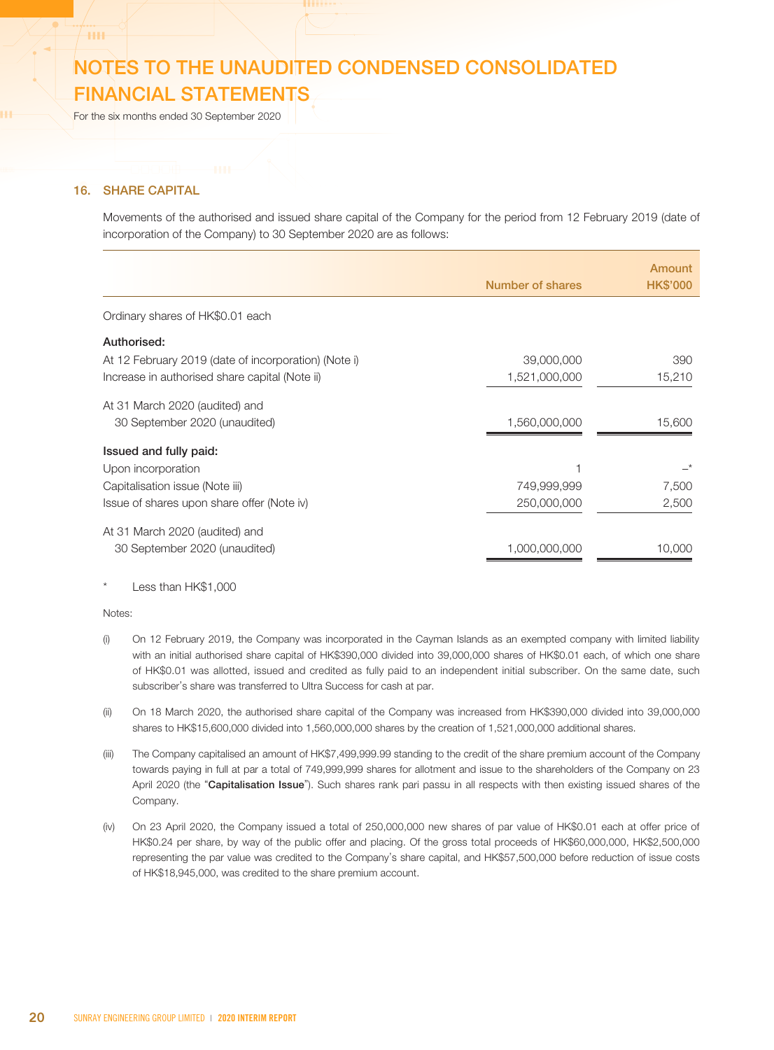# NOTES TO THE UNAUDITED CONDENSED CONSOLIDATED FINANCIAL STATEMENTS

For the six months ended 30 September 2020

## 16. SHARE CAPITAL

Movements of the authorised and issued share capital of the Company for the period from 12 February 2019 (date of incorporation of the Company) to 30 September 2020 are as follows:

| | Number of shares | Amount HK$'000 |
|---|---|---|
| Ordinary shares of HK$0.01 each | | |
| **Authorised:** | | |
| At 12 February 2019 (date of incorporation) (Note i) | 39,000,000 | 390 |
| Increase in authorised share capital (Note ii) | 1,521,000,000 | 15,210 |
| At 31 March 2020 (audited) and 30 September 2020 (unaudited) | 1,560,000,000 | 15,600 |
| **Issued and fully paid:** | | |
| Upon incorporation | 1 | –* |
| Capitalisation issue (Note iii) | 749,999,999 | 7,500 |
| Issue of shares upon share offer (Note iv) | 250,000,000 | 2,500 |
| At 31 March 2020 (audited) and 30 September 2020 (unaudited) | 1,000,000,000 | 10,000 |

\* Less than HK$1,000

Notes:

(i) On 12 February 2019, the Company was incorporated in the Cayman Islands as an exempted company with limited liability with an initial authorised share capital of HK$390,000 divided into 39,000,000 shares of HK$0.01 each, of which one share of HK$0.01 was allotted, issued and credited as fully paid to an independent initial subscriber. On the same date, such subscriber's share was transferred to Ultra Success for cash at par.

(ii) On 18 March 2020, the authorised share capital of the Company was increased from HK$390,000 divided into 39,000,000 shares to HK$15,600,000 divided into 1,560,000,000 shares by the creation of 1,521,000,000 additional shares.

(iii) The Company capitalised an amount of HK$7,499,999.99 standing to the credit of the share premium account of the Company towards paying in full at par a total of 749,999,999 shares for allotment and issue to the shareholders of the Company on 23 April 2020 (the "**Capitalisation Issue**"). Such shares rank pari passu in all respects with then existing issued shares of the Company.

(iv) On 23 April 2020, the Company issued a total of 250,000,000 new shares of par value of HK$0.01 each at offer price of HK$0.24 per share, by way of the public offer and placing. Of the gross total proceeds of HK$60,000,000, HK$2,500,000 representing the par value was credited to the Company's share capital, and HK$57,500,000 before reduction of issue costs of HK$18,945,000, was credited to the share premium account.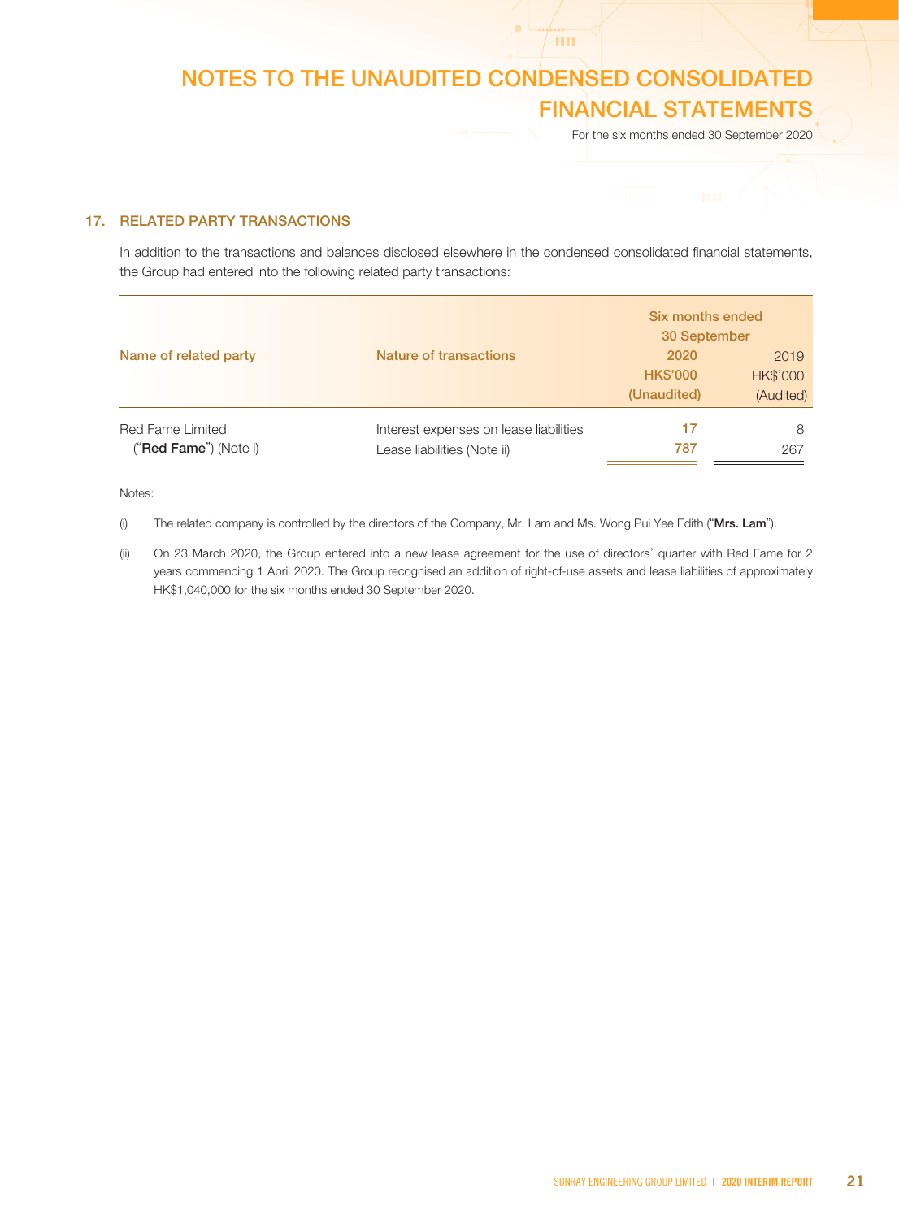# NOTES TO THE UNAUDITED CONDENSED CONSOLIDATED FINANCIAL STATEMENTS

For the six months ended 30 September 2020

## 17. RELATED PARTY TRANSACTIONS

In addition to the transactions and balances disclosed elsewhere in the condensed consolidated financial statements, the Group had entered into the following related party transactions:

| Name of related party | Nature of transactions | Six months ended 30 September | |
|---|---|---|---|
| | | 2020 | 2019 |
| | | HK$'000 | HK$'000 |
| | | (Unaudited) | (Audited) |
| Red Fame Limited | Interest expenses on lease liabilities | 17 | 8 |
| ("**Red Fame**") (Note i) | Lease liabilities (Note ii) | 787 | 267 |

Notes:

(i) The related company is controlled by the directors of the Company, Mr. Lam and Ms. Wong Pui Yee Edith ("**Mrs. Lam**").

(ii) On 23 March 2020, the Group entered into a new lease agreement for the use of directors' quarter with Red Fame for 2 years commencing 1 April 2020. The Group recognised an addition of right-of-use assets and lease liabilities of approximately HK$1,040,000 for the six months ended 30 September 2020.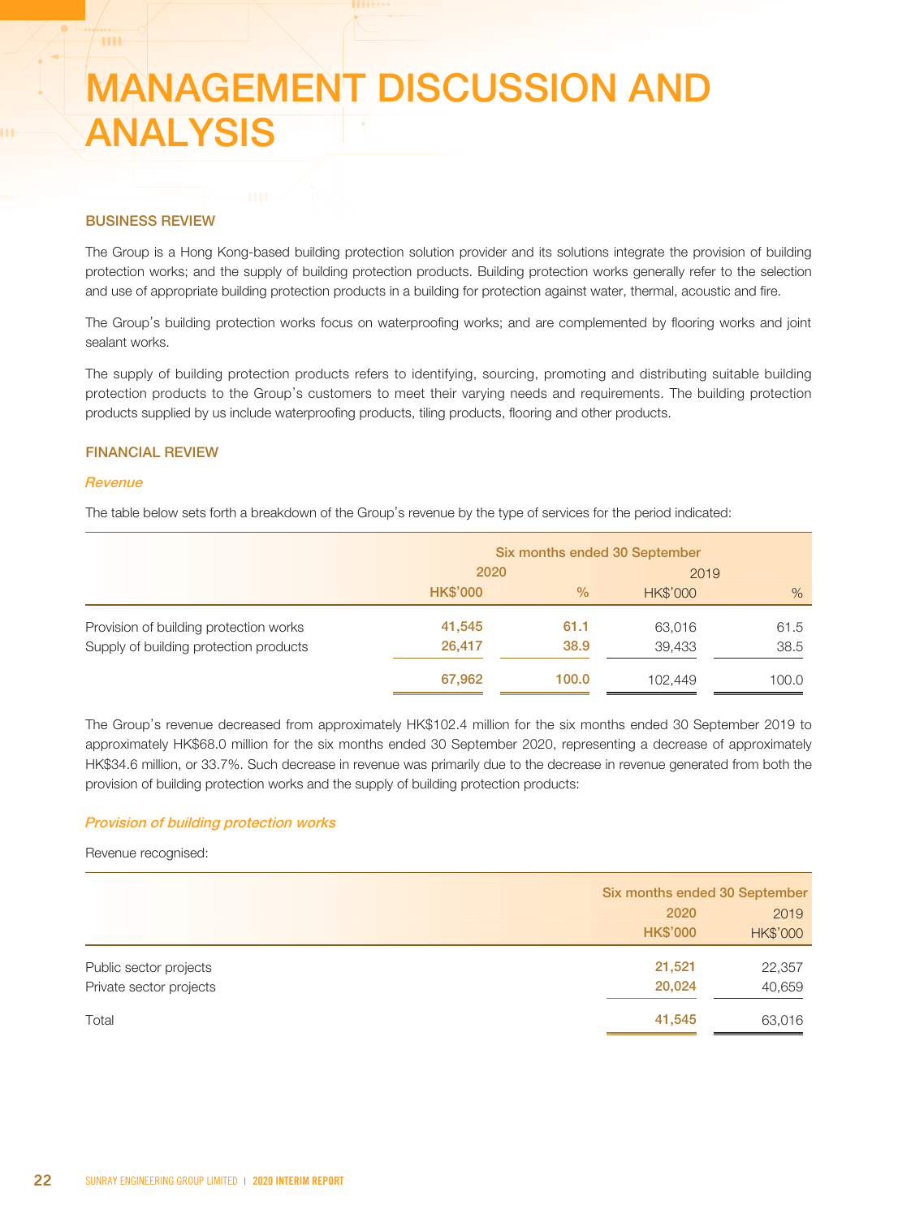# MANAGEMENT DISCUSSION AND ANALYSIS

## BUSINESS REVIEW

The Group is a Hong Kong-based building protection solution provider and its solutions integrate the provision of building protection works; and the supply of building protection products. Building protection works generally refer to the selection and use of appropriate building protection products in a building for protection against water, thermal, acoustic and fire.

The Group's building protection works focus on waterproofing works; and are complemented by flooring works and joint sealant works.

The supply of building protection products refers to identifying, sourcing, promoting and distributing suitable building protection products to the Group's customers to meet their varying needs and requirements. The building protection products supplied by us include waterproofing products, tiling products, flooring and other products.

## FINANCIAL REVIEW

### *Revenue*

The table below sets forth a breakdown of the Group's revenue by the type of services for the period indicated:

| | Six months ended 30 September | | | |
|---|---|---|---|---|
| | 2020 | | 2019 | |
| | HK$'000 | % | HK$'000 | % |
| Provision of building protection works | 41,545 | 61.1 | 63,016 | 61.5 |
| Supply of building protection products | 26,417 | 38.9 | 39,433 | 38.5 |
| | 67,962 | 100.0 | 102,449 | 100.0 |

The Group's revenue decreased from approximately HK$102.4 million for the six months ended 30 September 2019 to approximately HK$68.0 million for the six months ended 30 September 2020, representing a decrease of approximately HK$34.6 million, or 33.7%. Such decrease in revenue was primarily due to the decrease in revenue generated from both the provision of building protection works and the supply of building protection products:

### *Provision of building protection works*

Revenue recognised:

| | Six months ended 30 September | |
|---|---|---|
| | 2020 | 2019 |
| | HK$'000 | HK$'000 |
| Public sector projects | 21,521 | 22,357 |
| Private sector projects | 20,024 | 40,659 |
| Total | 41,545 | 63,016 |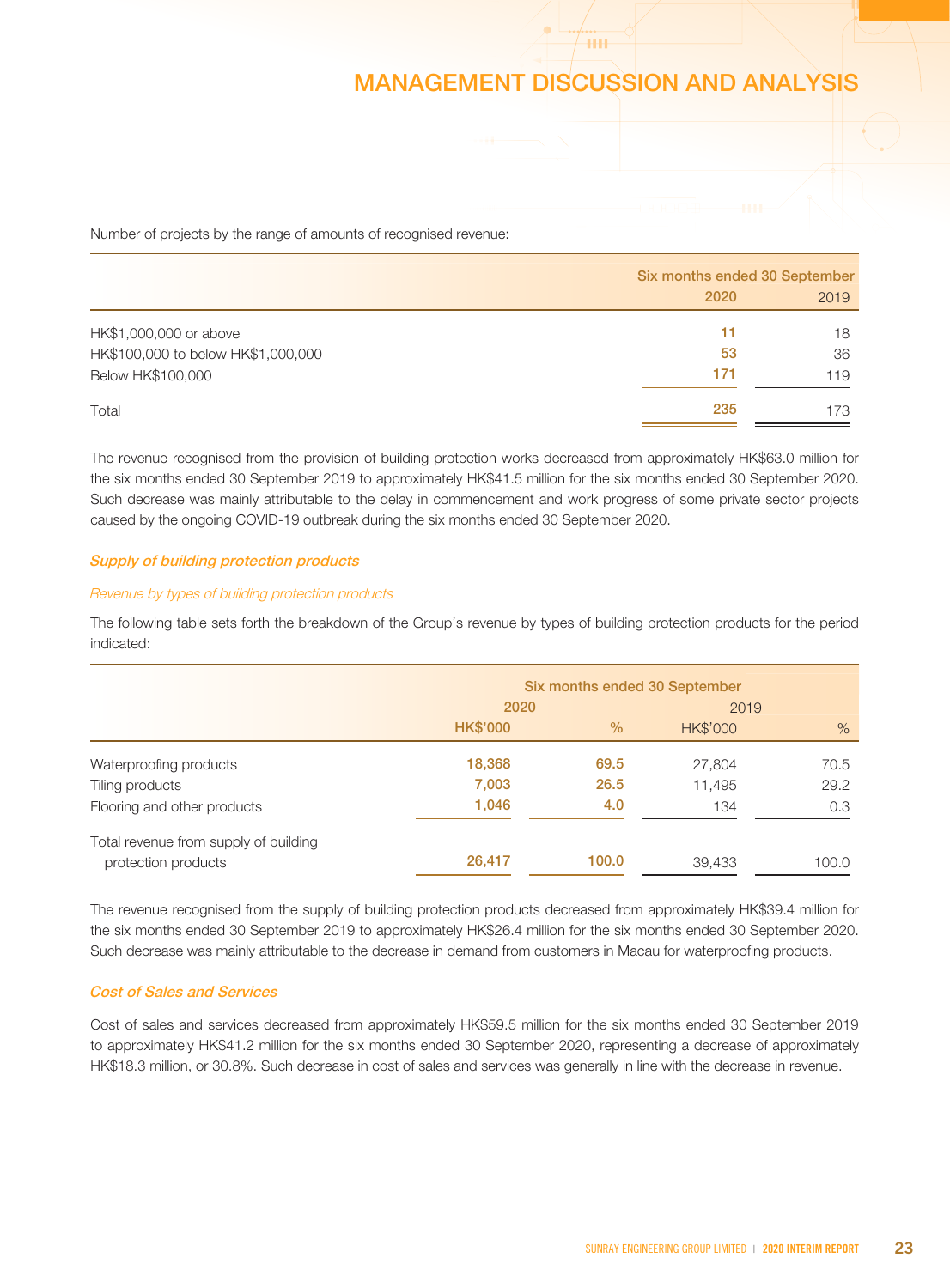Number of projects by the range of amounts of recognised revenue:

| | Six months ended 30 September | |
|---|---|---|
| | 2020 | 2019 |
| HK$1,000,000 or above | 11 | 18 |
| HK$100,000 to below HK$1,000,000 | 53 | 36 |
| Below HK$100,000 | 171 | 119 |
| Total | 235 | 173 |

The revenue recognised from the provision of building protection works decreased from approximately HK$63.0 million for the six months ended 30 September 2019 to approximately HK$41.5 million for the six months ended 30 September 2020. Such decrease was mainly attributable to the delay in commencement and work progress of some private sector projects caused by the ongoing COVID-19 outbreak during the six months ended 30 September 2020.

### *Supply of building protection products*

*Revenue by types of building protection products*

The following table sets forth the breakdown of the Group's revenue by types of building protection products for the period indicated:

| | Six months ended 30 September | | | |
|---|---|---|---|---|
| | 2020 | | 2019 | |
| | HK$'000 | % | HK$'000 | % |
| Waterproofing products | 18,368 | 69.5 | 27,804 | 70.5 |
| Tiling products | 7,003 | 26.5 | 11,495 | 29.2 |
| Flooring and other products | 1,046 | 4.0 | 134 | 0.3 |
| Total revenue from supply of building protection products | 26,417 | 100.0 | 39,433 | 100.0 |

The revenue recognised from the supply of building protection products decreased from approximately HK$39.4 million for the six months ended 30 September 2019 to approximately HK$26.4 million for the six months ended 30 September 2020. Such decrease was mainly attributable to the decrease in demand from customers in Macau for waterproofing products.

### *Cost of Sales and Services*

Cost of sales and services decreased from approximately HK$59.5 million for the six months ended 30 September 2019 to approximately HK$41.2 million for the six months ended 30 September 2020, representing a decrease of approximately HK$18.3 million, or 30.8%. Such decrease in cost of sales and services was generally in line with the decrease in revenue.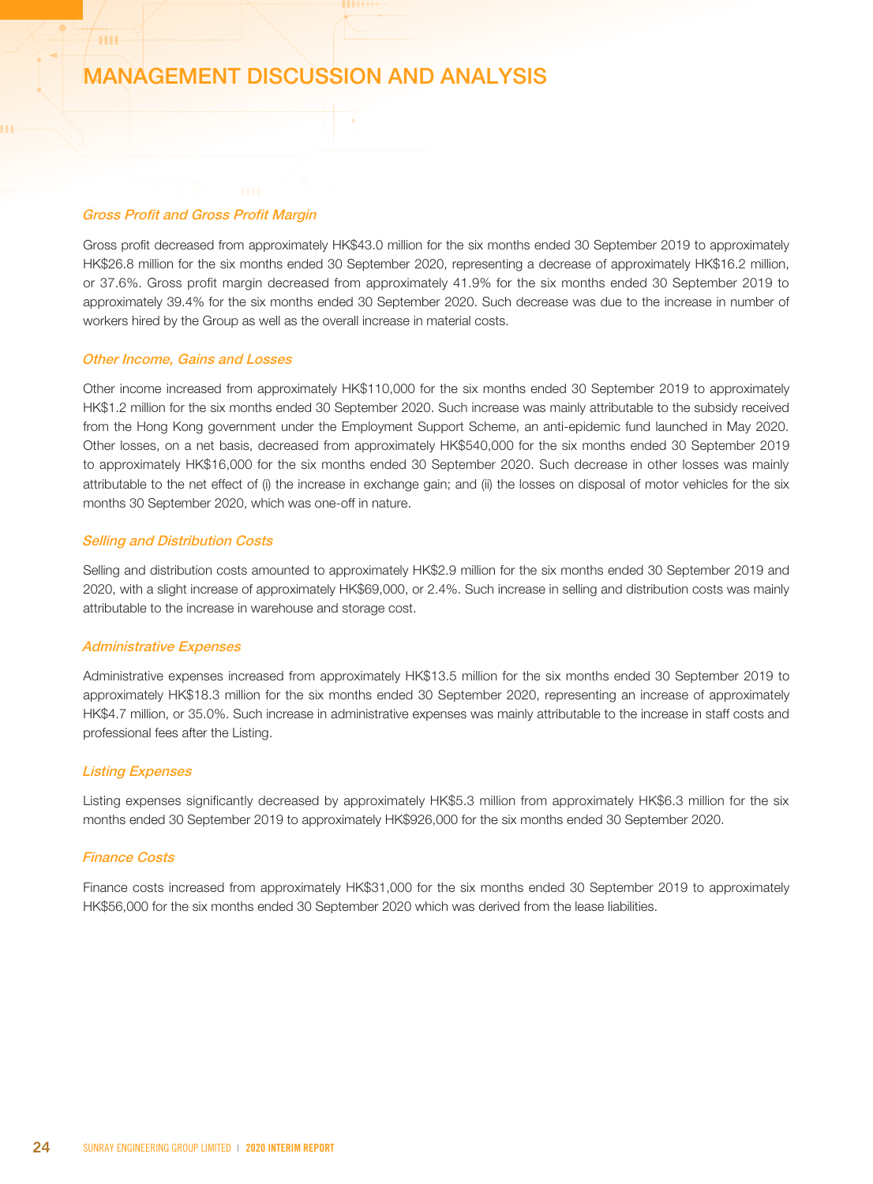# MANAGEMENT DISCUSSION AND ANALYSIS

### *Gross Profit and Gross Profit Margin*

Gross profit decreased from approximately HK$43.0 million for the six months ended 30 September 2019 to approximately HK$26.8 million for the six months ended 30 September 2020, representing a decrease of approximately HK$16.2 million, or 37.6%. Gross profit margin decreased from approximately 41.9% for the six months ended 30 September 2019 to approximately 39.4% for the six months ended 30 September 2020. Such decrease was due to the increase in number of workers hired by the Group as well as the overall increase in material costs.

### *Other Income, Gains and Losses*

Other income increased from approximately HK$110,000 for the six months ended 30 September 2019 to approximately HK$1.2 million for the six months ended 30 September 2020. Such increase was mainly attributable to the subsidy received from the Hong Kong government under the Employment Support Scheme, an anti-epidemic fund launched in May 2020. Other losses, on a net basis, decreased from approximately HK$540,000 for the six months ended 30 September 2019 to approximately HK$16,000 for the six months ended 30 September 2020. Such decrease in other losses was mainly attributable to the net effect of (i) the increase in exchange gain; and (ii) the losses on disposal of motor vehicles for the six months 30 September 2020, which was one-off in nature.

### *Selling and Distribution Costs*

Selling and distribution costs amounted to approximately HK$2.9 million for the six months ended 30 September 2019 and 2020, with a slight increase of approximately HK$69,000, or 2.4%. Such increase in selling and distribution costs was mainly attributable to the increase in warehouse and storage cost.

### *Administrative Expenses*

Administrative expenses increased from approximately HK$13.5 million for the six months ended 30 September 2019 to approximately HK$18.3 million for the six months ended 30 September 2020, representing an increase of approximately HK$4.7 million, or 35.0%. Such increase in administrative expenses was mainly attributable to the increase in staff costs and professional fees after the Listing.

### *Listing Expenses*

Listing expenses significantly decreased by approximately HK$5.3 million from approximately HK$6.3 million for the six months ended 30 September 2019 to approximately HK$926,000 for the six months ended 30 September 2020.

### *Finance Costs*

Finance costs increased from approximately HK$31,000 for the six months ended 30 September 2019 to approximately HK$56,000 for the six months ended 30 September 2020 which was derived from the lease liabilities.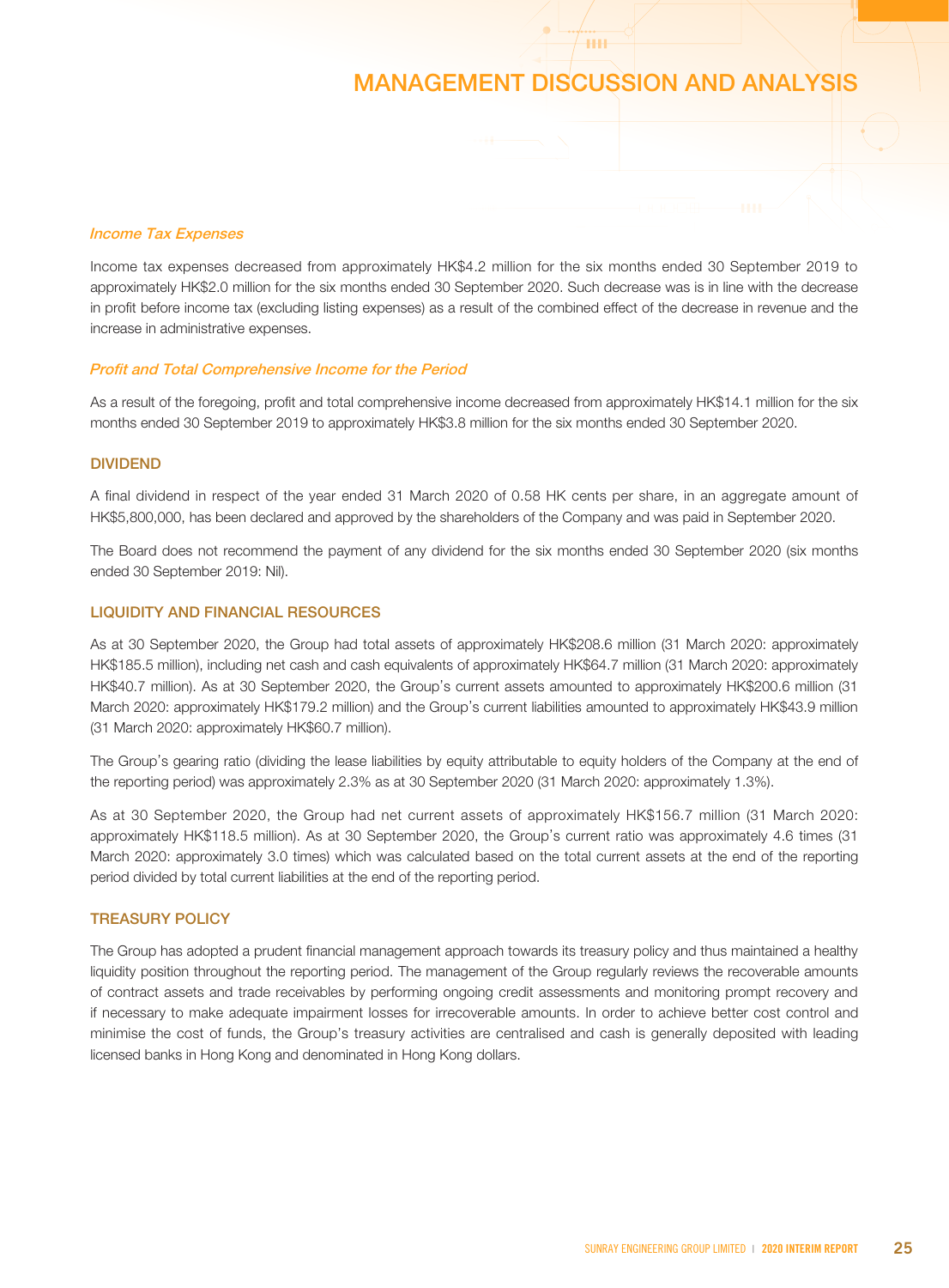*Income Tax Expenses*

Income tax expenses decreased from approximately HK$4.2 million for the six months ended 30 September 2019 to approximately HK$2.0 million for the six months ended 30 September 2020. Such decrease was is in line with the decrease in profit before income tax (excluding listing expenses) as a result of the combined effect of the decrease in revenue and the increase in administrative expenses.

*Profit and Total Comprehensive Income for the Period*

As a result of the foregoing, profit and total comprehensive income decreased from approximately HK$14.1 million for the six months ended 30 September 2019 to approximately HK$3.8 million for the six months ended 30 September 2020.

## DIVIDEND

A final dividend in respect of the year ended 31 March 2020 of 0.58 HK cents per share, in an aggregate amount of HK$5,800,000, has been declared and approved by the shareholders of the Company and was paid in September 2020.

The Board does not recommend the payment of any dividend for the six months ended 30 September 2020 (six months ended 30 September 2019: Nil).

## LIQUIDITY AND FINANCIAL RESOURCES

As at 30 September 2020, the Group had total assets of approximately HK$208.6 million (31 March 2020: approximately HK$185.5 million), including net cash and cash equivalents of approximately HK$64.7 million (31 March 2020: approximately HK$40.7 million). As at 30 September 2020, the Group's current assets amounted to approximately HK$200.6 million (31 March 2020: approximately HK$179.2 million) and the Group's current liabilities amounted to approximately HK$43.9 million (31 March 2020: approximately HK$60.7 million).

The Group's gearing ratio (dividing the lease liabilities by equity attributable to equity holders of the Company at the end of the reporting period) was approximately 2.3% as at 30 September 2020 (31 March 2020: approximately 1.3%).

As at 30 September 2020, the Group had net current assets of approximately HK$156.7 million (31 March 2020: approximately HK$118.5 million). As at 30 September 2020, the Group's current ratio was approximately 4.6 times (31 March 2020: approximately 3.0 times) which was calculated based on the total current assets at the end of the reporting period divided by total current liabilities at the end of the reporting period.

## TREASURY POLICY

The Group has adopted a prudent financial management approach towards its treasury policy and thus maintained a healthy liquidity position throughout the reporting period. The management of the Group regularly reviews the recoverable amounts of contract assets and trade receivables by performing ongoing credit assessments and monitoring prompt recovery and if necessary to make adequate impairment losses for irrecoverable amounts. In order to achieve better cost control and minimise the cost of funds, the Group's treasury activities are centralised and cash is generally deposited with leading licensed banks in Hong Kong and denominated in Hong Kong dollars.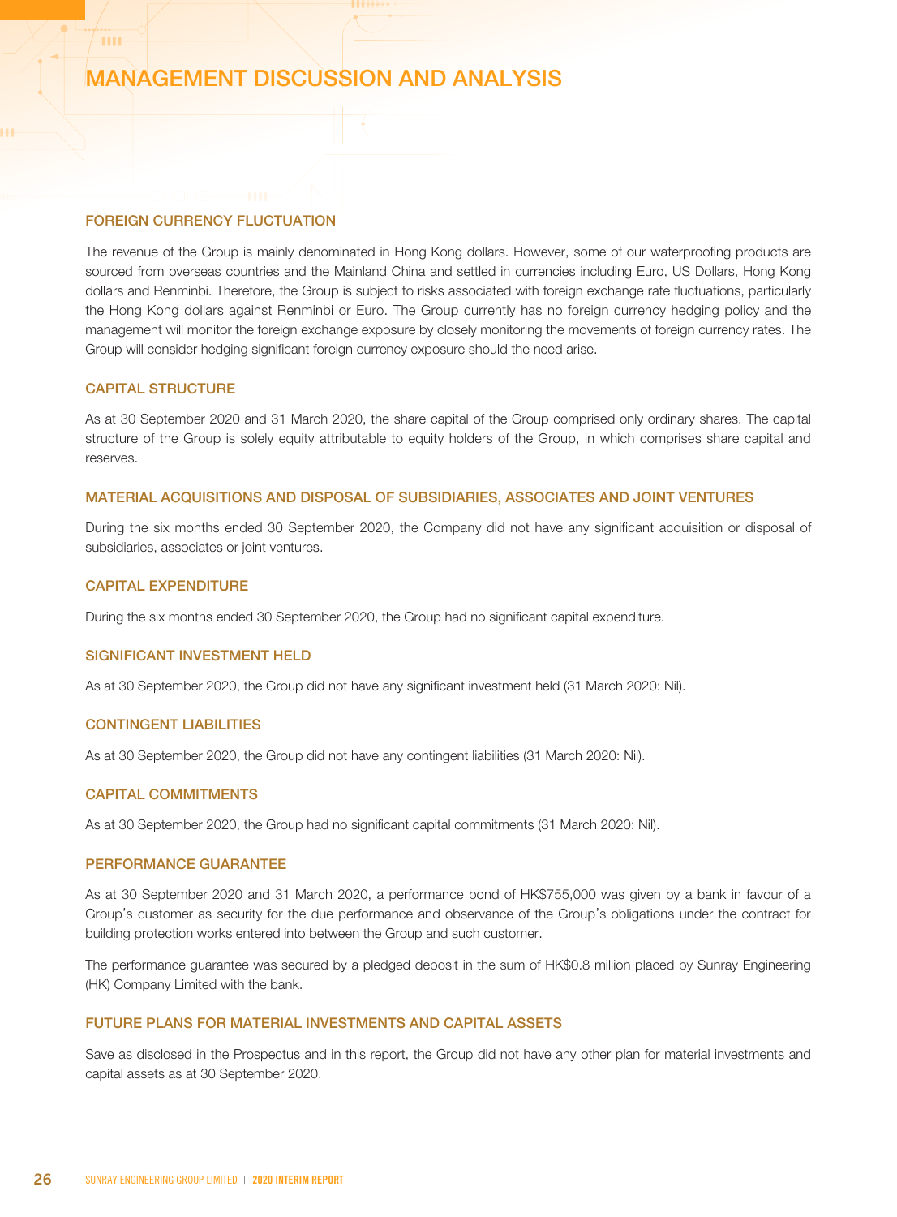# MANAGEMENT DISCUSSION AND ANALYSIS

## FOREIGN CURRENCY FLUCTUATION

The revenue of the Group is mainly denominated in Hong Kong dollars. However, some of our waterproofing products are sourced from overseas countries and the Mainland China and settled in currencies including Euro, US Dollars, Hong Kong dollars and Renminbi. Therefore, the Group is subject to risks associated with foreign exchange rate fluctuations, particularly the Hong Kong dollars against Renminbi or Euro. The Group currently has no foreign currency hedging policy and the management will monitor the foreign exchange exposure by closely monitoring the movements of foreign currency rates. The Group will consider hedging significant foreign currency exposure should the need arise.

## CAPITAL STRUCTURE

As at 30 September 2020 and 31 March 2020, the share capital of the Group comprised only ordinary shares. The capital structure of the Group is solely equity attributable to equity holders of the Group, in which comprises share capital and reserves.

## MATERIAL ACQUISITIONS AND DISPOSAL OF SUBSIDIARIES, ASSOCIATES AND JOINT VENTURES

During the six months ended 30 September 2020, the Company did not have any significant acquisition or disposal of subsidiaries, associates or joint ventures.

## CAPITAL EXPENDITURE

During the six months ended 30 September 2020, the Group had no significant capital expenditure.

## SIGNIFICANT INVESTMENT HELD

As at 30 September 2020, the Group did not have any significant investment held (31 March 2020: Nil).

## CONTINGENT LIABILITIES

As at 30 September 2020, the Group did not have any contingent liabilities (31 March 2020: Nil).

## CAPITAL COMMITMENTS

As at 30 September 2020, the Group had no significant capital commitments (31 March 2020: Nil).

## PERFORMANCE GUARANTEE

As at 30 September 2020 and 31 March 2020, a performance bond of HK$755,000 was given by a bank in favour of a Group's customer as security for the due performance and observance of the Group's obligations under the contract for building protection works entered into between the Group and such customer.

The performance guarantee was secured by a pledged deposit in the sum of HK$0.8 million placed by Sunray Engineering (HK) Company Limited with the bank.

## FUTURE PLANS FOR MATERIAL INVESTMENTS AND CAPITAL ASSETS

Save as disclosed in the Prospectus and in this report, the Group did not have any other plan for material investments and capital assets as at 30 September 2020.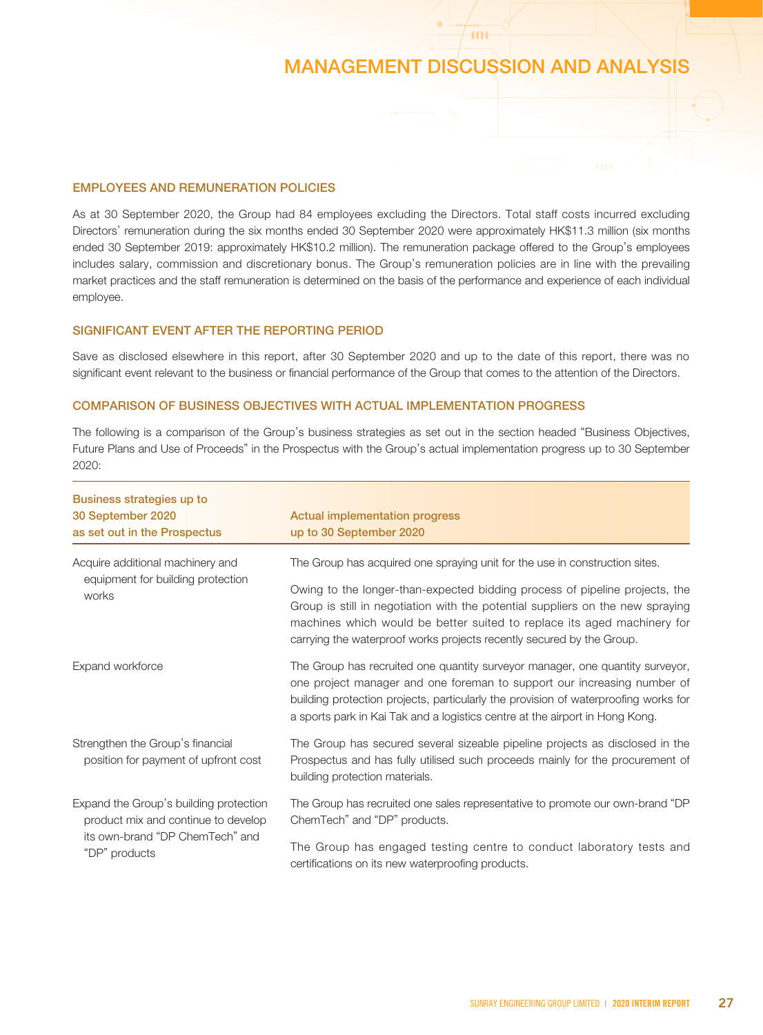# MANAGEMENT DISCUSSION AND ANALYSIS

## EMPLOYEES AND REMUNERATION POLICIES

As at 30 September 2020, the Group had 84 employees excluding the Directors. Total staff costs incurred excluding Directors' remuneration during the six months ended 30 September 2020 were approximately HK$11.3 million (six months ended 30 September 2019: approximately HK$10.2 million). The remuneration package offered to the Group's employees includes salary, commission and discretionary bonus. The Group's remuneration policies are in line with the prevailing market practices and the staff remuneration is determined on the basis of the performance and experience of each individual employee.

## SIGNIFICANT EVENT AFTER THE REPORTING PERIOD

Save as disclosed elsewhere in this report, after 30 September 2020 and up to the date of this report, there was no significant event relevant to the business or financial performance of the Group that comes to the attention of the Directors.

## COMPARISON OF BUSINESS OBJECTIVES WITH ACTUAL IMPLEMENTATION PROGRESS

The following is a comparison of the Group's business strategies as set out in the section headed "Business Objectives, Future Plans and Use of Proceeds" in the Prospectus with the Group's actual implementation progress up to 30 September 2020:

| Business strategies up to 30 September 2020 as set out in the Prospectus | Actual implementation progress up to 30 September 2020 |
|---|---|
| Acquire additional machinery and equipment for building protection works | The Group has acquired one spraying unit for the use in construction sites.<br><br>Owing to the longer-than-expected bidding process of pipeline projects, the Group is still in negotiation with the potential suppliers on the new spraying machines which would be better suited to replace its aged machinery for carrying the waterproof works projects recently secured by the Group. |
| Expand workforce | The Group has recruited one quantity surveyor manager, one quantity surveyor, one project manager and one foreman to support our increasing number of building protection projects, particularly the provision of waterproofing works for a sports park in Kai Tak and a logistics centre at the airport in Hong Kong. |
| Strengthen the Group's financial position for payment of upfront cost | The Group has secured several sizeable pipeline projects as disclosed in the Prospectus and has fully utilised such proceeds mainly for the procurement of building protection materials. |
| Expand the Group's building protection product mix and continue to develop its own-brand "DP ChemTech" and "DP" products | The Group has recruited one sales representative to promote our own-brand "DP ChemTech" and "DP" products.<br><br>The Group has engaged testing centre to conduct laboratory tests and certifications on its new waterproofing products. |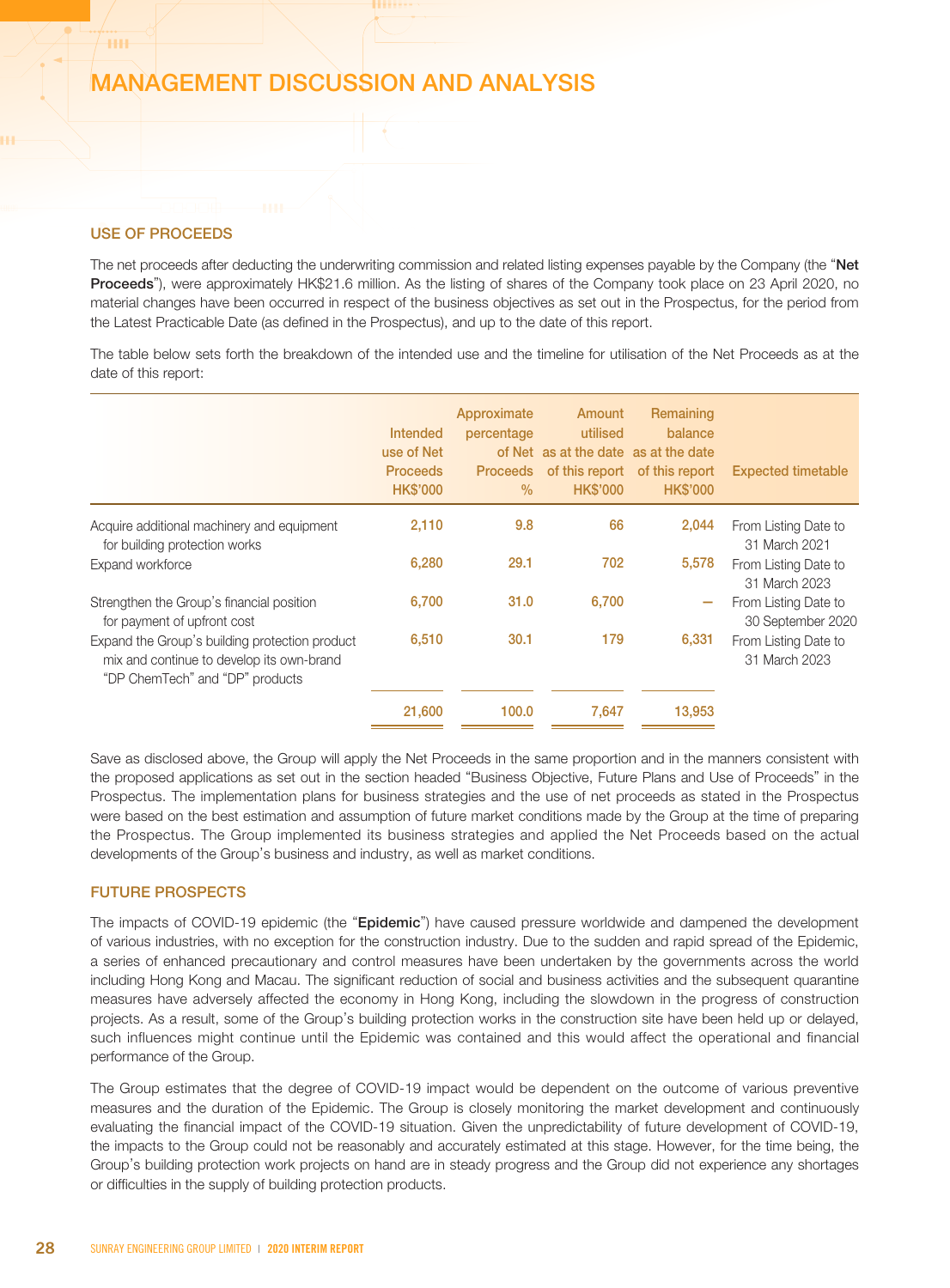# MANAGEMENT DISCUSSION AND ANALYSIS

## USE OF PROCEEDS

The net proceeds after deducting the underwriting commission and related listing expenses payable by the Company (the "**Net Proceeds**"), were approximately HK$21.6 million. As the listing of shares of the Company took place on 23 April 2020, no material changes have been occurred in respect of the business objectives as set out in the Prospectus, for the period from the Latest Practicable Date (as defined in the Prospectus), and up to the date of this report.

The table below sets forth the breakdown of the intended use and the timeline for utilisation of the Net Proceeds as at the date of this report:

| | Intended use of Net Proceeds HK$'000 | Approximate percentage of Net Proceeds % | Amount utilised as at the date of this report HK$'000 | Remaining balance as at the date of this report HK$'000 | Expected timetable |
|---|---|---|---|---|---|
| Acquire additional machinery and equipment for building protection works | 2,110 | 9.8 | 66 | 2,044 | From Listing Date to 31 March 2021 |
| Expand workforce | 6,280 | 29.1 | 702 | 5,578 | From Listing Date to 31 March 2023 |
| Strengthen the Group's financial position for payment of upfront cost | 6,700 | 31.0 | 6,700 | — | From Listing Date to 30 September 2020 |
| Expand the Group's building protection product mix and continue to develop its own-brand "DP ChemTech" and "DP" products | 6,510 | 30.1 | 179 | 6,331 | From Listing Date to 31 March 2023 |
| | 21,600 | 100.0 | 7,647 | 13,953 | |

Save as disclosed above, the Group will apply the Net Proceeds in the same proportion and in the manners consistent with the proposed applications as set out in the section headed "Business Objective, Future Plans and Use of Proceeds" in the Prospectus. The implementation plans for business strategies and the use of net proceeds as stated in the Prospectus were based on the best estimation and assumption of future market conditions made by the Group at the time of preparing the Prospectus. The Group implemented its business strategies and applied the Net Proceeds based on the actual developments of the Group's business and industry, as well as market conditions.

## FUTURE PROSPECTS

The impacts of COVID-19 epidemic (the "**Epidemic**") have caused pressure worldwide and dampened the development of various industries, with no exception for the construction industry. Due to the sudden and rapid spread of the Epidemic, a series of enhanced precautionary and control measures have been undertaken by the governments across the world including Hong Kong and Macau. The significant reduction of social and business activities and the subsequent quarantine measures have adversely affected the economy in Hong Kong, including the slowdown in the progress of construction projects. As a result, some of the Group's building protection works in the construction site have been held up or delayed, such influences might continue until the Epidemic was contained and this would affect the operational and financial performance of the Group.

The Group estimates that the degree of COVID-19 impact would be dependent on the outcome of various preventive measures and the duration of the Epidemic. The Group is closely monitoring the market development and continuously evaluating the financial impact of the COVID-19 situation. Given the unpredictability of future development of COVID-19, the impacts to the Group could not be reasonably and accurately estimated at this stage. However, for the time being, the Group's building protection work projects on hand are in steady progress and the Group did not experience any shortages or difficulties in the supply of building protection products.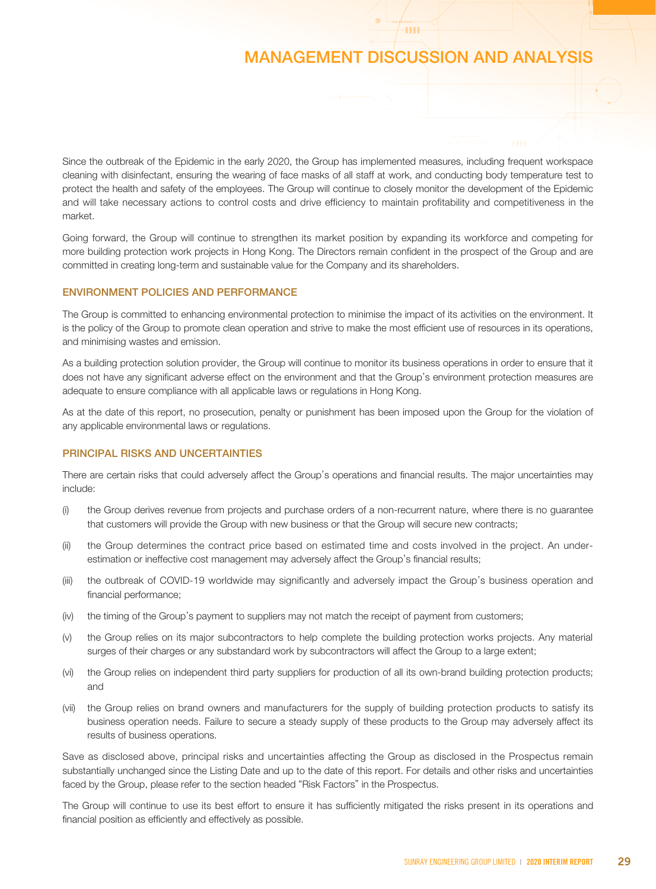Since the outbreak of the Epidemic in the early 2020, the Group has implemented measures, including frequent workspace cleaning with disinfectant, ensuring the wearing of face masks of all staff at work, and conducting body temperature test to protect the health and safety of the employees. The Group will continue to closely monitor the development of the Epidemic and will take necessary actions to control costs and drive efficiency to maintain profitability and competitiveness in the market.

Going forward, the Group will continue to strengthen its market position by expanding its workforce and competing for more building protection work projects in Hong Kong. The Directors remain confident in the prospect of the Group and are committed in creating long-term and sustainable value for the Company and its shareholders.

## ENVIRONMENT POLICIES AND PERFORMANCE

The Group is committed to enhancing environmental protection to minimise the impact of its activities on the environment. It is the policy of the Group to promote clean operation and strive to make the most efficient use of resources in its operations, and minimising wastes and emission.

As a building protection solution provider, the Group will continue to monitor its business operations in order to ensure that it does not have any significant adverse effect on the environment and that the Group's environment protection measures are adequate to ensure compliance with all applicable laws or regulations in Hong Kong.

As at the date of this report, no prosecution, penalty or punishment has been imposed upon the Group for the violation of any applicable environmental laws or regulations.

## PRINCIPAL RISKS AND UNCERTAINTIES

There are certain risks that could adversely affect the Group's operations and financial results. The major uncertainties may include:

(i) the Group derives revenue from projects and purchase orders of a non-recurrent nature, where there is no guarantee that customers will provide the Group with new business or that the Group will secure new contracts;

(ii) the Group determines the contract price based on estimated time and costs involved in the project. An under-estimation or ineffective cost management may adversely affect the Group's financial results;

(iii) the outbreak of COVID-19 worldwide may significantly and adversely impact the Group's business operation and financial performance;

(iv) the timing of the Group's payment to suppliers may not match the receipt of payment from customers;

(v) the Group relies on its major subcontractors to help complete the building protection works projects. Any material surges of their charges or any substandard work by subcontractors will affect the Group to a large extent;

(vi) the Group relies on independent third party suppliers for production of all its own-brand building protection products; and

(vii) the Group relies on brand owners and manufacturers for the supply of building protection products to satisfy its business operation needs. Failure to secure a steady supply of these products to the Group may adversely affect its results of business operations.

Save as disclosed above, principal risks and uncertainties affecting the Group as disclosed in the Prospectus remain substantially unchanged since the Listing Date and up to the date of this report. For details and other risks and uncertainties faced by the Group, please refer to the section headed "Risk Factors" in the Prospectus.

The Group will continue to use its best effort to ensure it has sufficiently mitigated the risks present in its operations and financial position as efficiently and effectively as possible.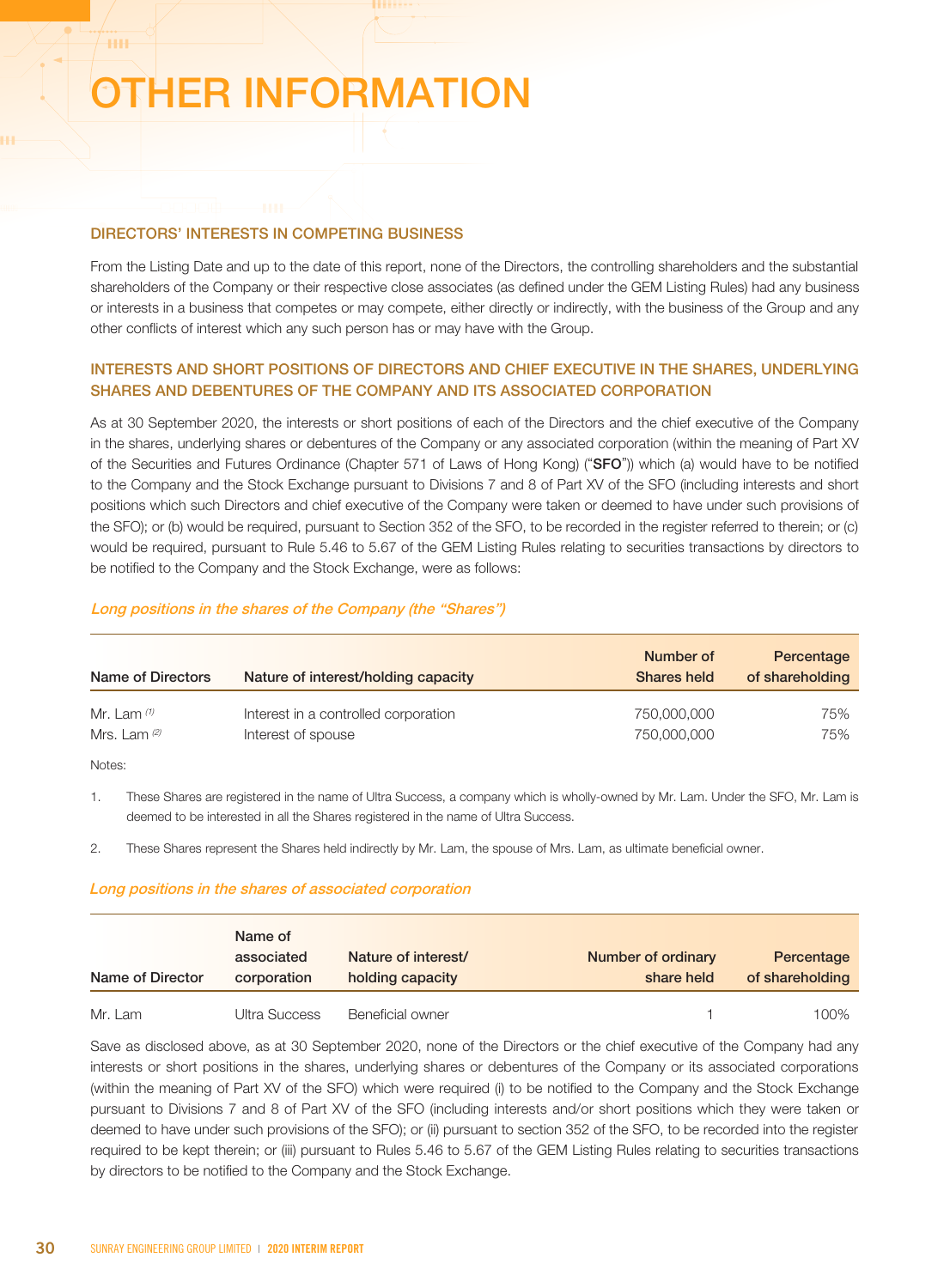# OTHER INFORMATION

## DIRECTORS' INTERESTS IN COMPETING BUSINESS

From the Listing Date and up to the date of this report, none of the Directors, the controlling shareholders and the substantial shareholders of the Company or their respective close associates (as defined under the GEM Listing Rules) had any business or interests in a business that competes or may compete, either directly or indirectly, with the business of the Group and any other conflicts of interest which any such person has or may have with the Group.

## INTERESTS AND SHORT POSITIONS OF DIRECTORS AND CHIEF EXECUTIVE IN THE SHARES, UNDERLYING SHARES AND DEBENTURES OF THE COMPANY AND ITS ASSOCIATED CORPORATION

As at 30 September 2020, the interests or short positions of each of the Directors and the chief executive of the Company in the shares, underlying shares or debentures of the Company or any associated corporation (within the meaning of Part XV of the Securities and Futures Ordinance (Chapter 571 of Laws of Hong Kong) ("**SFO**")) which (a) would have to be notified to the Company and the Stock Exchange pursuant to Divisions 7 and 8 of Part XV of the SFO (including interests and short positions which such Directors and chief executive of the Company were taken or deemed to have under such provisions of the SFO); or (b) would be required, pursuant to Section 352 of the SFO, to be recorded in the register referred to therein; or (c) would be required, pursuant to Rule 5.46 to 5.67 of the GEM Listing Rules relating to securities transactions by directors to be notified to the Company and the Stock Exchange, were as follows:

*Long positions in the shares of the Company (the "Shares")*

| Name of Directors | Nature of interest/holding capacity | Number of Shares held | Percentage of shareholding |
|---|---|---|---|
| Mr. Lam [(1)] | Interest in a controlled corporation | 750,000,000 | 75% |
| Mrs. Lam [(2)] | Interest of spouse | 750,000,000 | 75% |

Notes:

1. These Shares are registered in the name of Ultra Success, a company which is wholly-owned by Mr. Lam. Under the SFO, Mr. Lam is deemed to be interested in all the Shares registered in the name of Ultra Success.

2. These Shares represent the Shares held indirectly by Mr. Lam, the spouse of Mrs. Lam, as ultimate beneficial owner.

*Long positions in the shares of associated corporation*

| Name of Director | Name of associated corporation | Nature of interest/ holding capacity | Number of ordinary share held | Percentage of shareholding |
|---|---|---|---|---|
| Mr. Lam | Ultra Success | Beneficial owner | 1 | 100% |

Save as disclosed above, as at 30 September 2020, none of the Directors or the chief executive of the Company had any interests or short positions in the shares, underlying shares or debentures of the Company or its associated corporations (within the meaning of Part XV of the SFO) which were required (i) to be notified to the Company and the Stock Exchange pursuant to Divisions 7 and 8 of Part XV of the SFO (including interests and/or short positions which they were taken or deemed to have under such provisions of the SFO); or (ii) pursuant to section 352 of the SFO, to be recorded into the register required to be kept therein; or (iii) pursuant to Rules 5.46 to 5.67 of the GEM Listing Rules relating to securities transactions by directors to be notified to the Company and the Stock Exchange.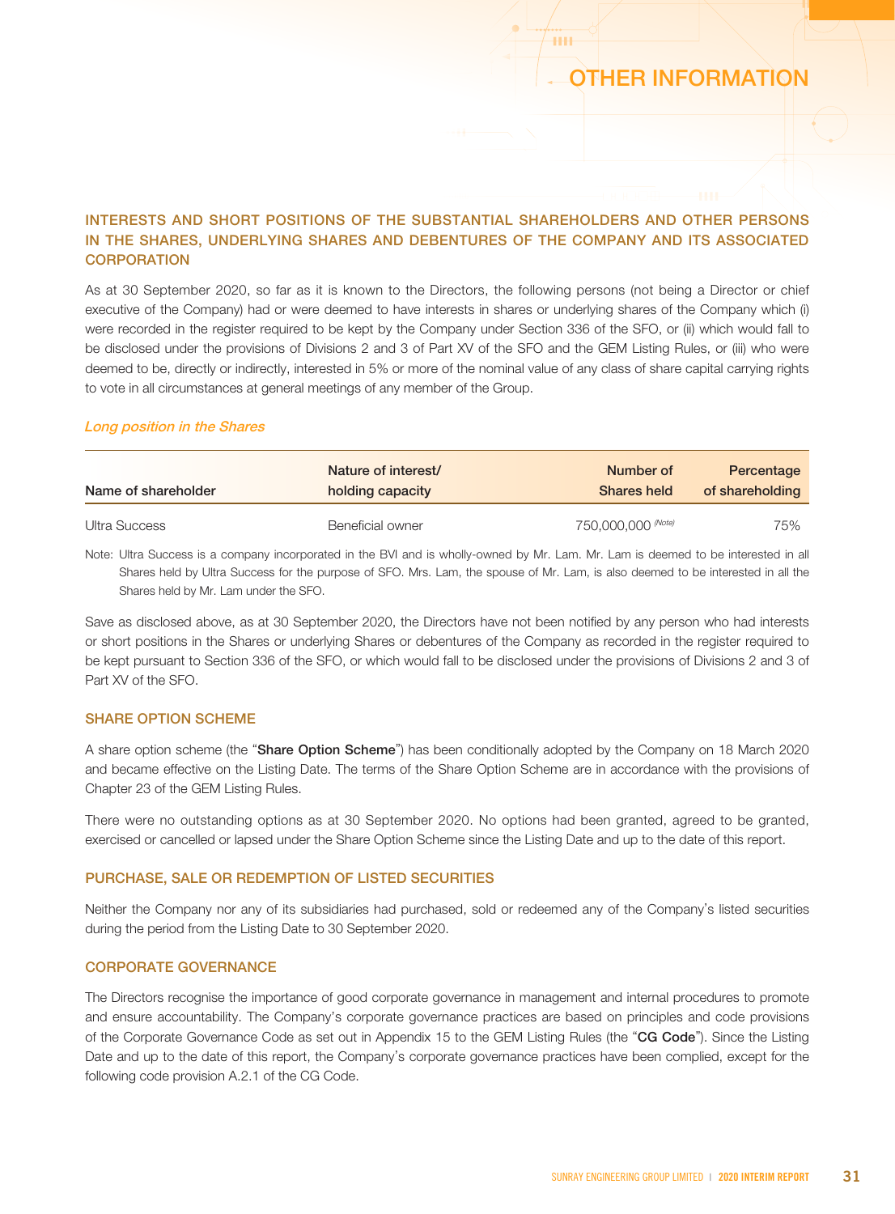# OTHER INFORMATION

## INTERESTS AND SHORT POSITIONS OF THE SUBSTANTIAL SHAREHOLDERS AND OTHER PERSONS IN THE SHARES, UNDERLYING SHARES AND DEBENTURES OF THE COMPANY AND ITS ASSOCIATED CORPORATION

As at 30 September 2020, so far as it is known to the Directors, the following persons (not being a Director or chief executive of the Company) had or were deemed to have interests in shares or underlying shares of the Company which (i) were recorded in the register required to be kept by the Company under Section 336 of the SFO, or (ii) which would fall to be disclosed under the provisions of Divisions 2 and 3 of Part XV of the SFO and the GEM Listing Rules, or (iii) who were deemed to be, directly or indirectly, interested in 5% or more of the nominal value of any class of share capital carrying rights to vote in all circumstances at general meetings of any member of the Group.

### *Long position in the Shares*

| Name of shareholder | Nature of interest/ holding capacity | Number of Shares held | Percentage of shareholding |
|---|---|---|---|
| Ultra Success | Beneficial owner | 750,000,000 *(Note)* | 75% |

Note: Ultra Success is a company incorporated in the BVI and is wholly-owned by Mr. Lam. Mr. Lam is deemed to be interested in all Shares held by Ultra Success for the purpose of SFO. Mrs. Lam, the spouse of Mr. Lam, is also deemed to be interested in all the Shares held by Mr. Lam under the SFO.

Save as disclosed above, as at 30 September 2020, the Directors have not been notified by any person who had interests or short positions in the Shares or underlying Shares or debentures of the Company as recorded in the register required to be kept pursuant to Section 336 of the SFO, or which would fall to be disclosed under the provisions of Divisions 2 and 3 of Part XV of the SFO.

## SHARE OPTION SCHEME

A share option scheme (the "**Share Option Scheme**") has been conditionally adopted by the Company on 18 March 2020 and became effective on the Listing Date. The terms of the Share Option Scheme are in accordance with the provisions of Chapter 23 of the GEM Listing Rules.

There were no outstanding options as at 30 September 2020. No options had been granted, agreed to be granted, exercised or cancelled or lapsed under the Share Option Scheme since the Listing Date and up to the date of this report.

## PURCHASE, SALE OR REDEMPTION OF LISTED SECURITIES

Neither the Company nor any of its subsidiaries had purchased, sold or redeemed any of the Company's listed securities during the period from the Listing Date to 30 September 2020.

## CORPORATE GOVERNANCE

The Directors recognise the importance of good corporate governance in management and internal procedures to promote and ensure accountability. The Company's corporate governance practices are based on principles and code provisions of the Corporate Governance Code as set out in Appendix 15 to the GEM Listing Rules (the "**CG Code**"). Since the Listing Date and up to the date of this report, the Company's corporate governance practices have been complied, except for the following code provision A.2.1 of the CG Code.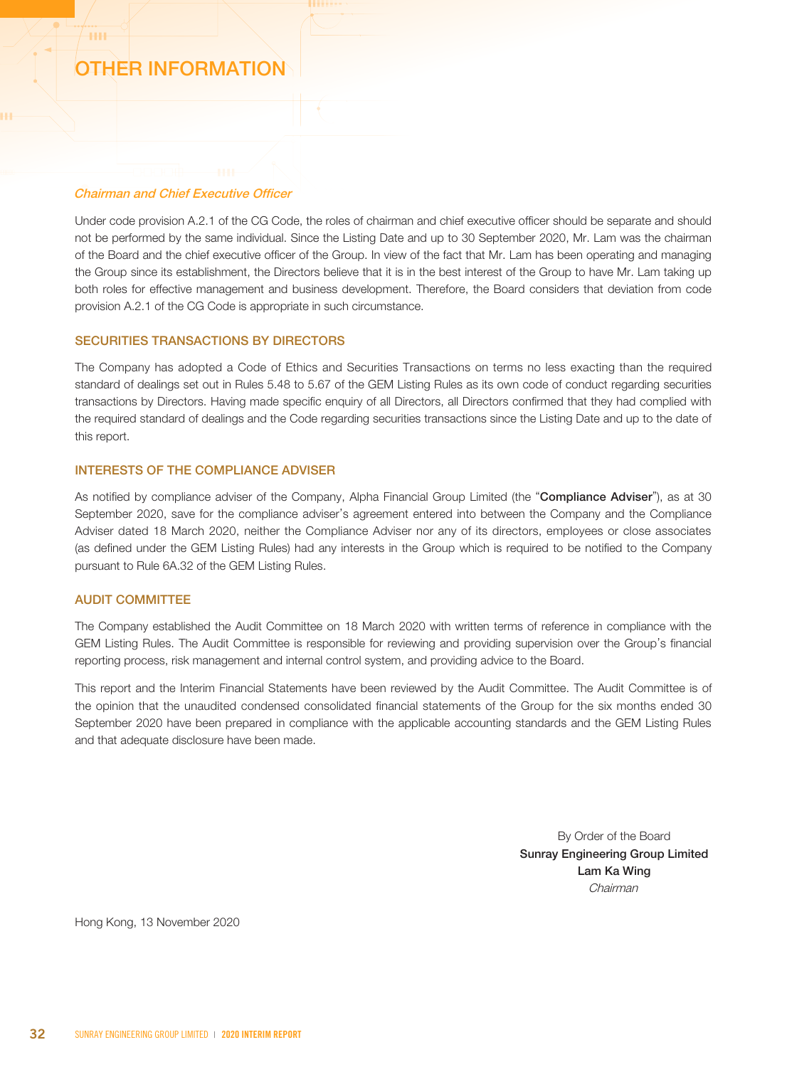# OTHER INFORMATION

### *Chairman and Chief Executive Officer*

Under code provision A.2.1 of the CG Code, the roles of chairman and chief executive officer should be separate and should not be performed by the same individual. Since the Listing Date and up to 30 September 2020, Mr. Lam was the chairman of the Board and the chief executive officer of the Group. In view of the fact that Mr. Lam has been operating and managing the Group since its establishment, the Directors believe that it is in the best interest of the Group to have Mr. Lam taking up both roles for effective management and business development. Therefore, the Board considers that deviation from code provision A.2.1 of the CG Code is appropriate in such circumstance.

## SECURITIES TRANSACTIONS BY DIRECTORS

The Company has adopted a Code of Ethics and Securities Transactions on terms no less exacting than the required standard of dealings set out in Rules 5.48 to 5.67 of the GEM Listing Rules as its own code of conduct regarding securities transactions by Directors. Having made specific enquiry of all Directors, all Directors confirmed that they had complied with the required standard of dealings and the Code regarding securities transactions since the Listing Date and up to the date of this report.

## INTERESTS OF THE COMPLIANCE ADVISER

As notified by compliance adviser of the Company, Alpha Financial Group Limited (the "**Compliance Adviser**"), as at 30 September 2020, save for the compliance adviser's agreement entered into between the Company and the Compliance Adviser dated 18 March 2020, neither the Compliance Adviser nor any of its directors, employees or close associates (as defined under the GEM Listing Rules) had any interests in the Group which is required to be notified to the Company pursuant to Rule 6A.32 of the GEM Listing Rules.

## AUDIT COMMITTEE

The Company established the Audit Committee on 18 March 2020 with written terms of reference in compliance with the GEM Listing Rules. The Audit Committee is responsible for reviewing and providing supervision over the Group's financial reporting process, risk management and internal control system, and providing advice to the Board.

This report and the Interim Financial Statements have been reviewed by the Audit Committee. The Audit Committee is of the opinion that the unaudited condensed consolidated financial statements of the Group for the six months ended 30 September 2020 have been prepared in compliance with the applicable accounting standards and the GEM Listing Rules and that adequate disclosure have been made.

By Order of the Board
**Sunray Engineering Group Limited**
**Lam Ka Wing**
*Chairman*

Hong Kong, 13 November 2020